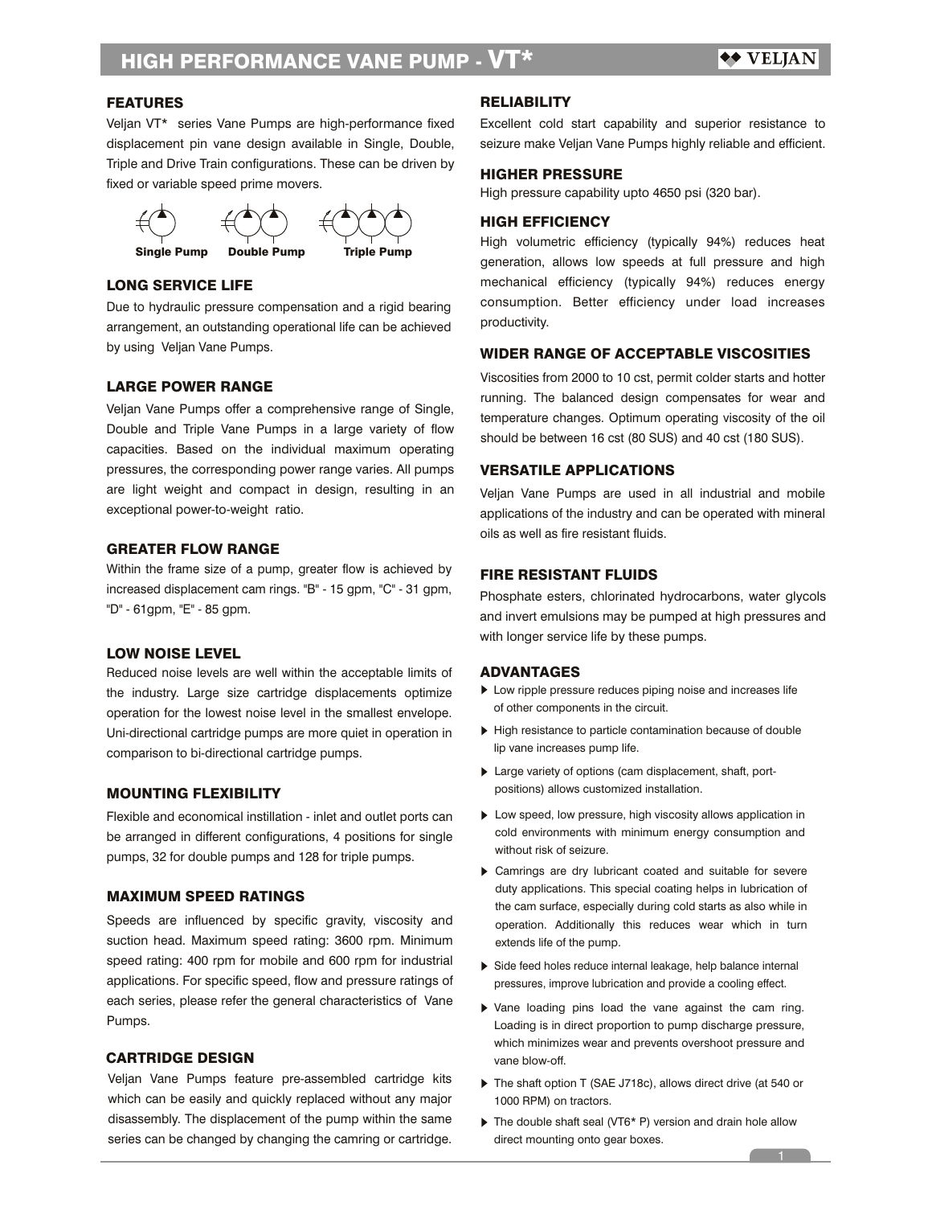# HIGH PERFORMANCE VANE PUMP - VT*

## FEATURES

Veljan VT* series Vane Pumps are high-performance fixed displacement pin vane design available in Single, Double, Triple and Drive Train configurations. These can be driven by fixed or variable speed prime movers.

**Single Pump** **Double Pump** **Triple Pump**

## LONG SERVICE LIFE

Due to hydraulic pressure compensation and a rigid bearing arrangement, an outstanding operational life can be achieved by using Veljan Vane Pumps.

## LARGE POWER RANGE

Veljan Vane Pumps offer a comprehensive range of Single, Double and Triple Vane Pumps in a large variety of flow capacities. Based on the individual maximum operating pressures, the corresponding power range varies. All pumps are light weight and compact in design, resulting in an exceptional power-to-weight ratio.

## GREATER FLOW RANGE

Within the frame size of a pump, greater flow is achieved by increased displacement cam rings. "B" - 15 gpm, "C" - 31 gpm, "D" - 61gpm, "E" - 85 gpm.

## LOW NOISE LEVEL

Reduced noise levels are well within the acceptable limits of the industry. Large size cartridge displacements optimize operation for the lowest noise level in the smallest envelope. Uni-directional cartridge pumps are more quiet in operation in comparison to bi-directional cartridge pumps.

## MOUNTING FLEXIBILITY

Flexible and economical instillation - inlet and outlet ports can be arranged in different configurations, 4 positions for single pumps, 32 for double pumps and 128 for triple pumps.

## MAXIMUM SPEED RATINGS

Speeds are influenced by specific gravity, viscosity and suction head. Maximum speed rating: 3600 rpm. Minimum speed rating: 400 rpm for mobile and 600 rpm for industrial applications. For specific speed, flow and pressure ratings of each series, please refer the general characteristics of Vane Pumps.

## CARTRIDGE DESIGN

Veljan Vane Pumps feature pre-assembled cartridge kits which can be easily and quickly replaced without any major disassembly. The displacement of the pump within the same series can be changed by changing the camring or cartridge.

## RELIABILITY

Excellent cold start capability and superior resistance to seizure make Veljan Vane Pumps highly reliable and efficient.

## HIGHER PRESSURE

High pressure capability upto 4650 psi (320 bar).

## HIGH EFFICIENCY

High volumetric efficiency (typically 94%) reduces heat generation, allows low speeds at full pressure and high mechanical efficiency (typically 94%) reduces energy consumption. Better efficiency under load increases productivity.

## WIDER RANGE OF ACCEPTABLE VISCOSITIES

Viscosities from 2000 to 10 cst, permit colder starts and hotter running. The balanced design compensates for wear and temperature changes. Optimum operating viscosity of the oil should be between 16 cst (80 SUS) and 40 cst (180 SUS).

## VERSATILE APPLICATIONS

Veljan Vane Pumps are used in all industrial and mobile applications of the industry and can be operated with mineral oils as well as fire resistant fluids.

## FIRE RESISTANT FLUIDS

Phosphate esters, chlorinated hydrocarbons, water glycols and invert emulsions may be pumped at high pressures and with longer service life by these pumps.

## ADVANTAGES

- Low ripple pressure reduces piping noise and increases life of other components in the circuit.
- High resistance to particle contamination because of double lip vane increases pump life.
- Large variety of options (cam displacement, shaft, port-positions) allows customized installation.
- Low speed, low pressure, high viscosity allows application in cold environments with minimum energy consumption and without risk of seizure.
- Camrings are dry lubricant coated and suitable for severe duty applications. This special coating helps in lubrication of the cam surface, especially during cold starts as also while in operation. Additionally this reduces wear which in turn extends life of the pump.
- Side feed holes reduce internal leakage, help balance internal pressures, improve lubrication and provide a cooling effect.
- Vane loading pins load the vane against the cam ring. Loading is in direct proportion to pump discharge pressure, which minimizes wear and prevents overshoot pressure and vane blow-off.
- The shaft option T (SAE J718c), allows direct drive (at 540 or 1000 RPM) on tractors.
- The double shaft seal (VT6* P) version and drain hole allow direct mounting onto gear boxes.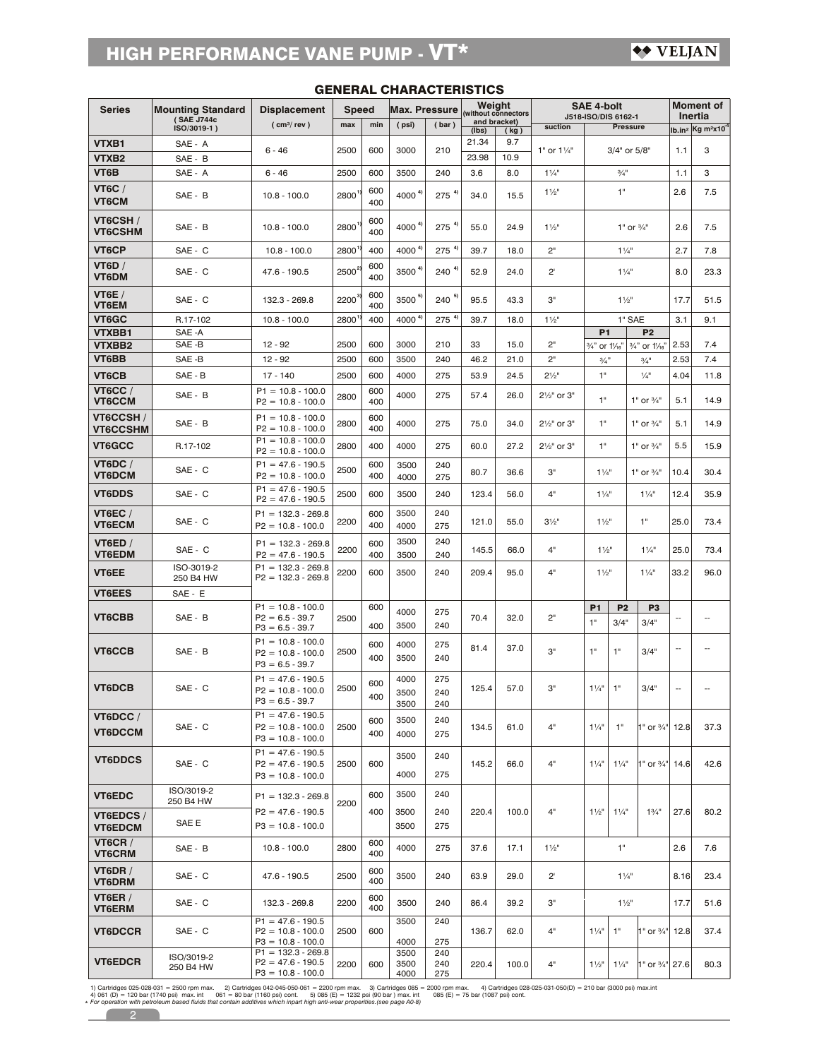## GENERAL CHARACTERISTICS

| Series | Mounting Standard (SAE J744c ISO/3019-1) | Displacement (cm³/rev) | Speed max | Speed min | Max. Pressure (psi) | Max. Pressure (bar) | Weight (without connectors and bracket) (lbs) | Weight (kg) | SAE 4-bolt J518-ISO/DIS 6162-1 suction | Pressure | | | Moment of Inertia lb.in² | Kg m²x10⁻⁴ |
|---|---|---|---|---|---|---|---|---|---|---|---|---|---|---|
| VTXB1 | SAE - A | 6 - 46 | 2500 | 600 | 3000 | 210 | 21.34 | 9.7 | 1" or 1¼" | 3/4" or 5/8" | | | 1.1 | 3 |
| VTXB2 | SAE - B | | | | | | 23.98 | 10.9 | | | | | | |
| VT6B | SAE - A | 6 - 46 | 2500 | 600 | 3500 | 240 | 3.6 | 8.0 | 1¼" | ¾" | | | 1.1 | 3 |
| VT6C / VT6CM | SAE - B | 10.8 - 100.0 | 2800 1) | 600 / 400 | 4000 4) | 275 4) | 34.0 | 15.5 | 1½" | 1" | | | 2.6 | 7.5 |
| VT6CSH / VT6CSHM | SAE - B | 10.8 - 100.0 | 2800 1) | 600 / 400 | 4000 4) | 275 4) | 55.0 | 24.9 | 1½" | 1" or ¾" | | | 2.6 | 7.5 |
| VT6CP | SAE - C | 10.8 - 100.0 | 2800 1) | 400 | 4000 4) | 275 4) | 39.7 | 18.0 | 2" | 1¼" | | | 2.7 | 7.8 |
| VT6D / VT6DM | SAE - C | 47.6 - 190.5 | 2500 2) | 600 / 400 | 3500 4) | 240 4) | 52.9 | 24.0 | 2' | 1¼" | | | 8.0 | 23.3 |
| VT6E / VT6EM | SAE - C | 132.3 - 269.8 | 2200 3) | 600 / 400 | 3500 5) | 240 5) | 95.5 | 43.3 | 3" | 1½" | | | 17.7 | 51.5 |
| VT6GC | R.17-102 | 10.8 - 100.0 | 2800 1) | 400 | 4000 4) | 275 4) | 39.7 | 18.0 | 1½" | 1" SAE | | | 3.1 | 9.1 |
| | | | | | | | | | | P1 | P2 | | | |
| VTXBB1 | SAE -A | 12 - 92 | 2500 | 600 | 3000 | 210 | 33 | 15.0 | 2" | ¾" or 1⁵⁄₁₆" | ¾" or 1⁵⁄₁₆" | | 2.53 | 7.4 |
| VTXBB2 | SAE -B | | | | | | | | | | | | | |
| VT6BB | SAE -B | 12 - 92 | 2500 | 600 | 3500 | 240 | 46.2 | 21.0 | 2" | ¾" | ¾" | | 2.53 | 7.4 |
| VT6CB | SAE - B | 17 - 140 | 2500 | 600 | 4000 | 275 | 53.9 | 24.5 | 2½" | 1" | ¼" | | 4.04 | 11.8 |
| VT6CC / VT6CCM | SAE - B | P1 = 10.8 - 100.0 P2 = 10.8 - 100.0 | 2800 | 600 / 400 | 4000 | 275 | 57.4 | 26.0 | 2½" or 3" | 1" | 1" or ¾" | | 5.1 | 14.9 |
| VT6CCSH / VT6CCSHM | SAE - B | P1 = 10.8 - 100.0 P2 = 10.8 - 100.0 | 2800 | 600 / 400 | 4000 | 275 | 75.0 | 34.0 | 2½" or 3" | 1" | 1" or ¾" | | 5.1 | 14.9 |
| VT6GCC | R.17-102 | P1 = 10.8 - 100.0 P2 = 10.8 - 100.0 | 2800 | 400 | 4000 | 275 | 60.0 | 27.2 | 2½" or 3" | 1" | 1" or ¾" | | 5.5 | 15.9 |
| VT6DC / VT6DCM | SAE - C | P1 = 47.6 - 190.5 P2 = 10.8 - 100.0 | 2500 | 600 / 400 | 3500 / 4000 | 240 / 275 | 80.7 | 36.6 | 3" | 1¼" | 1" or ¾" | | 10.4 | 30.4 |
| VT6DDS | SAE - C | P1 = 47.6 - 190.5 P2 = 47.6 - 190.5 | 2500 | 600 | 3500 | 240 | 123.4 | 56.0 | 4" | 1¼" | 1¼" | | 12.4 | 35.9 |
| VT6EC / VT6ECM | SAE - C | P1 = 132.3 - 269.8 P2 = 10.8 - 100.0 | 2200 | 600 / 400 | 3500 / 4000 | 240 / 275 | 121.0 | 55.0 | 3½" | 1½" | 1" | | 25.0 | 73.4 |
| VT6ED / VT6EDM | SAE - C | P1 = 132.3 - 269.8 P2 = 47.6 - 190.5 | 2200 | 600 / 400 | 3500 / 3500 | 240 / 240 | 145.5 | 66.0 | 4" | 1½" | 1¼" | | 25.0 | 73.4 |
| VT6EE | ISO-3019-2 250 B4 HW | P1 = 132.3 - 269.8 P2 = 132.3 - 269.8 | 2200 | 600 | 3500 | 240 | 209.4 | 95.0 | 4" | 1½" | 1¼" | | 33.2 | 96.0 |
| VT6EES | SAE - E | | | | | | | | | | | | | |
| | | | | | | | | | | P1 | P2 | P3 | | |
| VT6CBB | SAE - B | P1 = 10.8 - 100.0 P2 = 6.5 - 39.7 P3 = 6.5 - 39.7 | 2500 | 600 / 400 | 4000 / 3500 | 275 / 240 | 70.4 | 32.0 | 2" | 1" | 3/4" | 3/4" | -- | -- |
| VT6CCB | SAE - B | P1 = 10.8 - 100.0 P2 = 10.8 - 100.0 P3 = 6.5 - 39.7 | 2500 | 600 / 400 | 4000 / 3500 | 275 / 240 | 81.4 | 37.0 | 3" | 1" | 1" | 3/4" | -- | -- |
| VT6DCB | SAE - C | P1 = 47.6 - 190.5 P2 = 10.8 - 100.0 P3 = 6.5 - 39.7 | 2500 | 600 / 400 | 4000 / 3500 / 3500 | 275 / 240 / 240 | 125.4 | 57.0 | 3" | 1¼" | 1" | 3/4" | -- | -- |
| VT6DCC / VT6DCCM | SAE - C | P1 = 47.6 - 190.5 P2 = 10.8 - 100.0 P3 = 10.8 - 100.0 | 2500 | 600 / 400 | 3500 / 4000 | 240 / 275 | 134.5 | 61.0 | 4" | 1¼" | 1" | 1" or ¾" | 12.8 | 37.3 |
| VT6DDCS | SAE - C | P1 = 47.6 - 190.5 P2 = 47.6 - 190.5 P3 = 10.8 - 100.0 | 2500 | 600 | 3500 / 4000 | 240 / 275 | 145.2 | 66.0 | 4" | 1¼" | 1¼" | 1" or ¾" | 14.6 | 42.6 |
| VT6EDC | ISO/3019-2 250 B4 HW | P1 = 132.3 - 269.8 | 2200 | 600 | 3500 | 240 | 220.4 | 100.0 | 4" | 1½" | 1¼" | 1¾" | 27.6 | 80.2 |
| VT6EDCS / VT6EDCM | SAE E | P2 = 47.6 - 190.5 P3 = 10.8 - 100.0 | | 400 | 3500 / 3500 | 240 / 275 | | | | | | | | |
| VT6CR / VT6CRM | SAE - B | 10.8 - 100.0 | 2800 | 600 / 400 | 4000 | 275 | 37.6 | 17.1 | 1½" | 1" | | | 2.6 | 7.6 |
| VT6DR / VT6DRM | SAE - C | 47.6 - 190.5 | 2500 | 600 / 400 | 3500 | 240 | 63.9 | 29.0 | 2' | 1¼" | | | 8.16 | 23.4 |
| VT6ER / VT6ERM | SAE - C | 132.3 - 269.8 | 2200 | 600 / 400 | 3500 | 240 | 86.4 | 39.2 | 3" | 1½" | | | 17.7 | 51.6 |
| VT6DCCR | SAE - C | P1 = 47.6 - 190.5 P2 = 10.8 - 100.0 P3 = 10.8 - 100.0 | 2500 | 600 | 3500 / 4000 | 240 / 275 | 136.7 | 62.0 | 4" | 1¼" | 1" | 1" or ¾" | 12.8 | 37.4 |
| VT6EDCR | ISO/3019-2 250 B4 HW | P1 = 132.3 - 269.8 P2 = 47.6 - 190.5 P3 = 10.8 - 100.0 | 2200 | 600 | 3500 / 3500 / 4000 | 240 / 240 / 275 | 220.4 | 100.0 | 4" | 1½" | 1¼" | 1" or ¾" | 27.6 | 80.3 |

1) Cartridges 025-028-031 = 2500 rpm max. 2) Cartridges 042-045-050-061 = 2200 rpm max. 3) Cartridges 085 = 2000 rpm max. 4) Cartridges 028-025-031-050(D) = 210 bar (3000 psi) max.int
4) 061 (D) = 120 bar (1740 psi) max. int 061 = 80 bar (1160 psi) cont. 5) 085 (E) = 1232 psi (90 bar) max. int 085 (E) = 75 bar (1087 psi) cont.

\* *For operation with petroleum based fluids that contain additives which inpart high anti-wear properities.(see page A0-8)*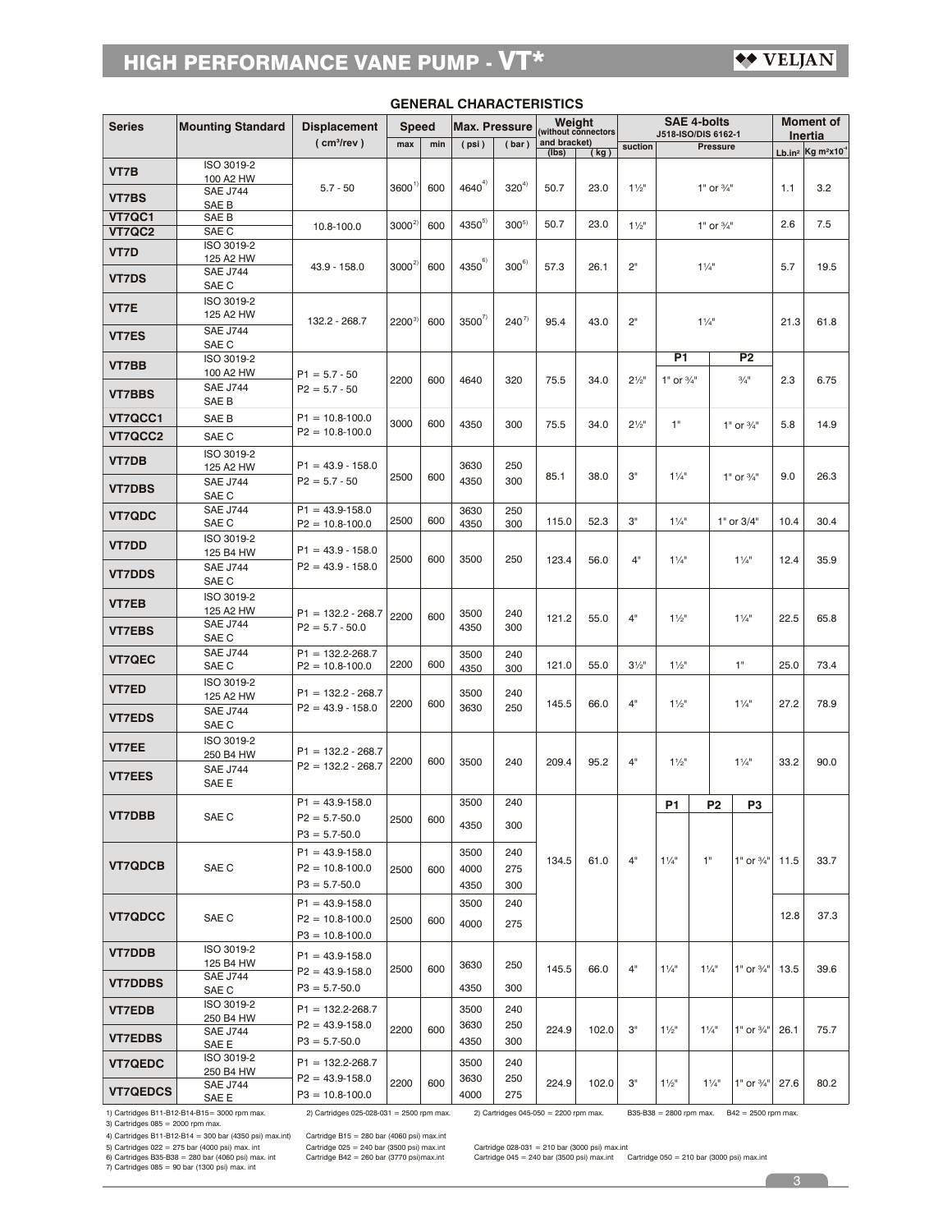# HIGH PERFORMANCE VANE PUMP - VT*

## GENERAL CHARACTERISTICS

| Series | Mounting Standard | Displacement (cm³/rev) | Speed max | Speed min | Max. Pressure (psi) | Max. Pressure (bar) | Weight (without connectors and bracket) (lbs) | Weight (kg) | SAE 4-bolts J518-ISO/DIS 6162-1 suction | Pressure P1 | Pressure P2 | Pressure P3 | Moment of Inertia Lb.in² | Moment of Inertia Kg m²x10⁻⁴ |
|---|---|---|---|---|---|---|---|---|---|---|---|---|---|---|
| VT7B | ISO 3019-2 100 A2 HW | 5.7 - 50 | 3600[1] | 600 | 4640[4] | 320[4] | 50.7 | 23.0 | 1½" | 1" or ¾" | | | 1.1 | 3.2 |
| VT7BS | SAE J744 SAE B | | | | | | | | | | | | | |
| VT7QC1 | SAE B | 10.8-100.0 | 3000[2] | 600 | 4350[5] | 300[5] | 50.7 | 23.0 | 1½" | 1" or ¾" | | | 2.6 | 7.5 |
| VT7QC2 | SAE C | | | | | | | | | | | | | |
| VT7D | ISO 3019-2 125 A2 HW | 43.9 - 158.0 | 3000[2] | 600 | 4350[6] | 300[6] | 57.3 | 26.1 | 2" | 1¼" | | | 5.7 | 19.5 |
| VT7DS | SAE J744 SAE C | | | | | | | | | | | | | |
| VT7E | ISO 3019-2 125 A2 HW | 132.2 - 268.7 | 2200[3] | 600 | 3500[7] | 240[7] | 95.4 | 43.0 | 2" | 1¼" | | | 21.3 | 61.8 |
| VT7ES | SAE J744 SAE C | | | | | | | | | | | | | |
| VT7BB | ISO 3019-2 100 A2 HW | P1 = 5.7 - 50 P2 = 5.7 - 50 | 2200 | 600 | 4640 | 320 | 75.5 | 34.0 | 2½" | 1" or ¾" | ¾" | | 2.3 | 6.75 |
| VT7BBS | SAE J744 SAE B | | | | | | | | | | | | | |
| VT7QCC1 | SAE B | P1 = 10.8-100.0 P2 = 10.8-100.0 | 3000 | 600 | 4350 | 300 | 75.5 | 34.0 | 2½" | 1" | 1" or ¾" | | 5.8 | 14.9 |
| VT7QCC2 | SAE C | | | | | | | | | | | | | |
| VT7DB | ISO 3019-2 125 A2 HW | P1 = 43.9 - 158.0 P2 = 5.7 - 50 | 2500 | 600 | 3630 4350 | 250 300 | 85.1 | 38.0 | 3" | 1¼" | 1" or ¾" | | 9.0 | 26.3 |
| VT7DBS | SAE J744 SAE C | | | | | | | | | | | | | |
| VT7QDC | SAE J744 SAE C | P1 = 43.9-158.0 P2 = 10.8-100.0 | 2500 | 600 | 3630 4350 | 250 300 | 115.0 | 52.3 | 3" | 1¼" | 1" or 3/4" | | 10.4 | 30.4 |
| VT7DD | ISO 3019-2 125 B4 HW | P1 = 43.9 - 158.0 P2 = 43.9 - 158.0 | 2500 | 600 | 3500 | 250 | 123.4 | 56.0 | 4" | 1¼" | 1¼" | | 12.4 | 35.9 |
| VT7DDS | SAE J744 SAE C | | | | | | | | | | | | | |
| VT7EB | ISO 3019-2 125 A2 HW | P1 = 132.2 - 268.7 P2 = 5.7 - 50.0 | 2200 | 600 | 3500 4350 | 240 300 | 121.2 | 55.0 | 4" | 1½" | 1¼" | | 22.5 | 65.8 |
| VT7EBS | SAE J744 SAE C | | | | | | | | | | | | | |
| VT7QEC | SAE J744 SAE C | P1 = 132.2-268.7 P2 = 10.8-100.0 | 2200 | 600 | 3500 4350 | 240 300 | 121.0 | 55.0 | 3½" | 1½" | 1" | | 25.0 | 73.4 |
| VT7ED | ISO 3019-2 125 A2 HW | P1 = 132.2 - 268.7 P2 = 43.9 - 158.0 | 2200 | 600 | 3500 3630 | 240 250 | 145.5 | 66.0 | 4" | 1½" | 1¼" | | 27.2 | 78.9 |
| VT7EDS | SAE J744 SAE C | | | | | | | | | | | | | |
| VT7EE | ISO 3019-2 250 B4 HW | P1 = 132.2 - 268.7 P2 = 132.2 - 268.7 | 2200 | 600 | 3500 | 240 | 209.4 | 95.2 | 4" | 1½" | 1¼" | | 33.2 | 90.0 |
| VT7EES | SAE J744 SAE E | | | | | | | | | | | | | |
| VT7DBB | SAE C | P1 = 43.9-158.0 P2 = 5.7-50.0 P3 = 5.7-50.0 | 2500 | 600 | 3500 4350 | 240 300 | 134.5 | 61.0 | 4" | 1¼" | 1" | 1" or ¾" | 11.5 | 33.7 |
| VT7QDCB | SAE C | P1 = 43.9-158.0 P2 = 10.8-100.0 P3 = 5.7-50.0 | 2500 | 600 | 3500 4000 4350 | 240 275 300 | | | | | | | | |
| VT7QDCC | SAE C | P1 = 43.9-158.0 P2 = 10.8-100.0 P3 = 10.8-100.0 | 2500 | 600 | 3500 4000 | 240 275 | | | | | | | 12.8 | 37.3 |
| VT7DDB | ISO 3019-2 125 B4 HW | P1 = 43.9-158.0 P2 = 43.9-158.0 P3 = 5.7-50.0 | 2500 | 600 | 3630 4350 | 250 300 | 145.5 | 66.0 | 4" | 1¼" | 1¼" | 1" or ¾" | 13.5 | 39.6 |
| VT7DDBS | SAE J744 SAE C | | | | | | | | | | | | | |
| VT7EDB | ISO 3019-2 250 B4 HW | P1 = 132.2-268.7 P2 = 43.9-158.0 P3 = 5.7-50.0 | 2200 | 600 | 3500 3630 4350 | 240 250 300 | 224.9 | 102.0 | 3" | 1½" | 1¼" | 1" or ¾" | 26.1 | 75.7 |
| VT7EDBS | SAE J744 SAE E | | | | | | | | | | | | | |
| VT7QEDC | ISO 3019-2 250 B4 HW | P1 = 132.2-268.7 P2 = 43.9-158.0 P3 = 10.8-100.0 | 2200 | 600 | 3500 3630 4000 | 240 250 275 | 224.9 | 102.0 | 3" | 1½" | 1¼" | 1" or ¾" | 27.6 | 80.2 |
| VT7QEDCS | SAE J744 SAE E | | | | | | | | | | | | | |

1) Cartridges B11-B12-B14-B15= 3000 rpm max. 2) Cartridges 025-028-031 = 2500 rpm max. 2) Cartridges 045-050 = 2200 rpm max. B35-B38 = 2800 rpm max. B42 = 2500 rpm max.
3) Cartridges 085 = 2000 rpm max.
4) Cartridges B11-B12-B14 = 300 bar (4350 psi) max.int) Cartridge B15 = 280 bar (4060 psi) max.int
5) Cartridges 022 = 275 bar (4000 psi) max. int Cartridge 025 = 240 bar (3500 psi) max.int Cartridge 028-031 = 210 bar (3000 psi) max.int
6) Cartridges B35-B38 = 280 bar (4060 psi) max. int Cartridge B42 = 260 bar (3770 psi)max.int Cartridge 045 = 240 bar (3500 psi) max.int Cartridge 050 = 210 bar (3000 psi) max.int
7) Cartridges 085 = 90 bar (1300 psi) max. int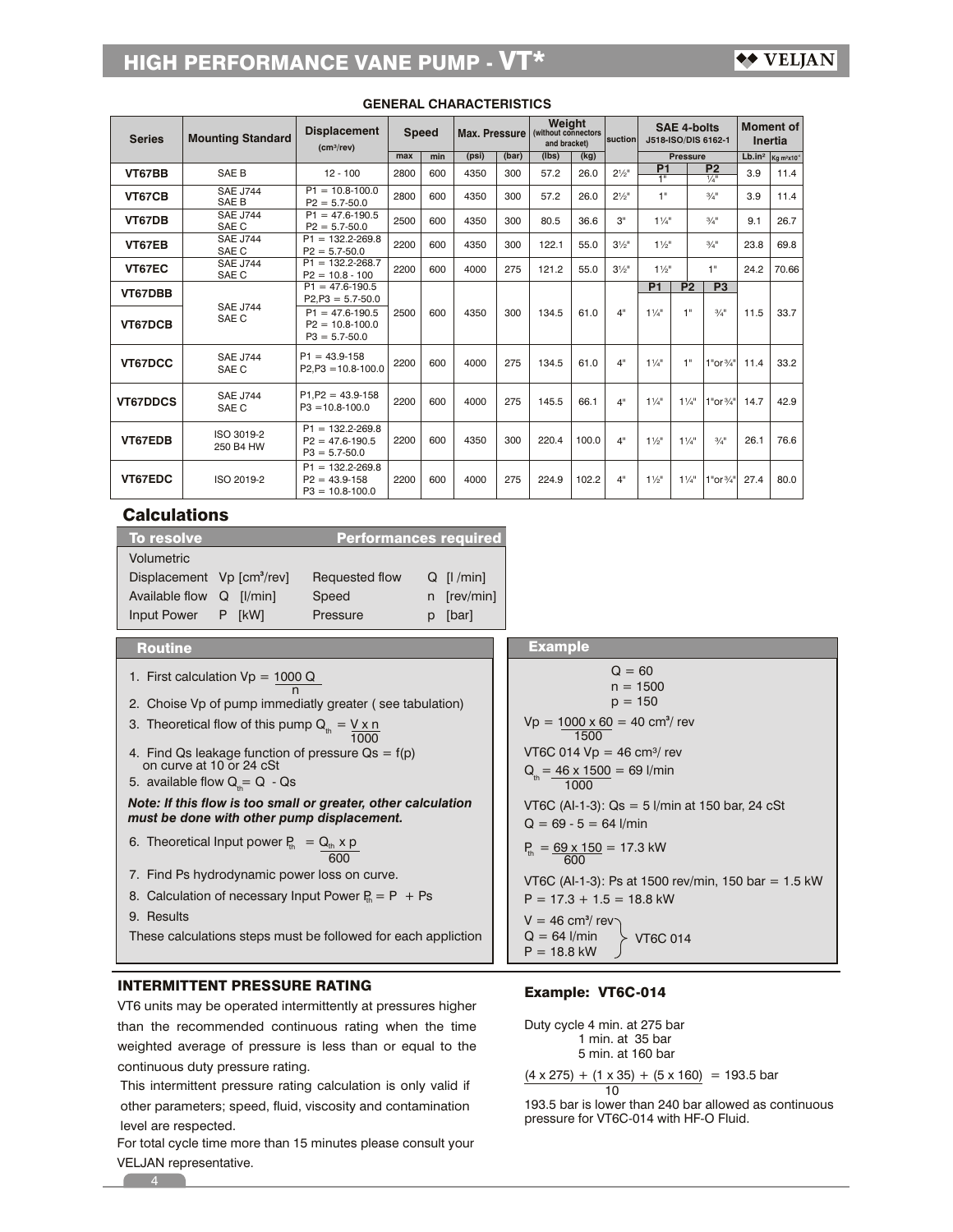## GENERAL CHARACTERISTICS

| Series | Mounting Standard | Displacement (cm³/rev) | Speed | | Max. Pressure | | Weight (without connectors and bracket) | | suction | SAE 4-bolts J518-ISO/DIS 6162-1 | | | Moment of Inertia | |
|---|---|---|---|---|---|---|---|---|---|---|---|---|---|---|
| | | | max | min | (psi) | (bar) | (lbs) | (kg) | | Pressure | | | Lb.in² | Kg m²x10⁻⁴ |
| | | | | | | | | | | P1 | | P2 | | |
| VT67BB | SAE B | 12 - 100 | 2800 | 600 | 4350 | 300 | 57.2 | 26.0 | 2½" | 1" | | ¼" | 3.9 | 11.4 |
| VT67CB | SAE J744 SAE B | P1 = 10.8-100.0 P2 = 5.7-50.0 | 2800 | 600 | 4350 | 300 | 57.2 | 26.0 | 2½" | 1" | | ¾" | 3.9 | 11.4 |
| VT67DB | SAE J744 SAE C | P1 = 47.6-190.5 P2 = 5.7-50.0 | 2500 | 600 | 4350 | 300 | 80.5 | 36.6 | 3" | 1¼" | | ¾" | 9.1 | 26.7 |
| VT67EB | SAE J744 SAE C | P1 = 132.2-269.8 P2 = 5.7-50.0 | 2200 | 600 | 4350 | 300 | 122.1 | 55.0 | 3½" | 1½" | | ¾" | 23.8 | 69.8 |
| VT67EC | SAE J744 SAE C | P1 = 132.2-268.7 P2 = 10.8 - 100 | 2200 | 600 | 4000 | 275 | 121.2 | 55.0 | 3½" | 1½" | | 1" | 24.2 | 70.66 |
| | | | | | | | | | | P1 | P2 | P3 | | |
| VT67DBB | SAE J744 SAE C | P1 = 47.6-190.5 P2,P3 = 5.7-50.0 | 2500 | 600 | 4350 | 300 | 134.5 | 61.0 | 4" | 1¼" | 1" | ¾" | 11.5 | 33.7 |
| VT67DCB | SAE J744 SAE C | P1 = 47.6-190.5 P2 = 10.8-100.0 P3 = 5.7-50.0 | 2500 | 600 | 4350 | 300 | 134.5 | 61.0 | 4" | 1¼" | 1" | ¾" | 11.5 | 33.7 |
| VT67DCC | SAE J744 SAE C | P1 = 43.9-158 P2,P3 =10.8-100.0 | 2200 | 600 | 4000 | 275 | 134.5 | 61.0 | 4" | 1¼" | 1" | 1"or¾" | 11.4 | 33.2 |
| VT67DDCS | SAE J744 SAE C | P1,P2 = 43.9-158 P3 =10.8-100.0 | 2200 | 600 | 4000 | 275 | 145.5 | 66.1 | 4" | 1¼" | 1¼" | 1"or¾" | 14.7 | 42.9 |
| VT67EDB | ISO 3019-2 250 B4 HW | P1 = 132.2-269.8 P2 = 47.6-190.5 P3 = 5.7-50.0 | 2200 | 600 | 4350 | 300 | 220.4 | 100.0 | 4" | 1½" | 1¼" | ¾" | 26.1 | 76.6 |
| VT67EDC | ISO 2019-2 | P1 = 132.2-269.8 P2 = 43.9-158 P3 = 10.8-100.0 | 2200 | 600 | 4000 | 275 | 224.9 | 102.2 | 4" | 1½" | 1¼" | 1"or¾" | 27.4 | 80.0 |

## Calculations

| To resolve | | Performances required | |
|---|---|---|---|
| Volumetric | | | |
| Displacement | Vp [cm³/rev] | Requested flow | Q [l /min] |
| Available flow | Q [l/min] | Speed | n [rev/min] |
| Input Power | P [kW] | Pressure | p [bar] |

### Routine

1. First calculation $Vp = \frac{1000\ Q}{n}$
2. Choise Vp of pump immediatly greater ( see tabulation)
3. Theoretical flow of this pump $Q_{th} = \frac{V \times n}{1000}$
4. Find Qs leakage function of pressure Qs = f(p) on curve at 10 or 24 cSt
5. available flow $Q_{th} = Q - Qs$

***Note: If this flow is too small or greater, other calculation must be done with other pump displacement.***

6. Theoretical Input power $P_{th} = \frac{Q_{th} \times p}{600}$
7. Find Ps hydrodynamic power loss on curve.
8. Calculation of necessary Input Power $P_{th} = P + Ps$
9. Results

These calculations steps must be followed for each appliction

### Example

Q = 60
n = 1500
p = 150

$Vp = \frac{1000 \times 60}{1500} = 40$ cm³/ rev

VT6C 014 Vp = 46 cm³/ rev

$Q_{th} = \frac{46 \times 1500}{1000} = 69$ l/min

VT6C (AI-1-3): Qs = 5 l/min at 150 bar, 24 cSt

Q = 69 - 5 = 64 l/min

$P_{th} = \frac{69 \times 150}{600} = 17.3$ kW

VT6C (AI-1-3): Ps at 1500 rev/min, 150 bar = 1.5 kW

P = 17.3 + 1.5 = 18.8 kW

V = 46 cm³/ rev
Q = 64 l/min
P = 18.8 kW
} VT6C 014

### INTERMITTENT PRESSURE RATING

VT6 units may be operated intermittently at pressures higher than the recommended continuous rating when the time weighted average of pressure is less than or equal to the continuous duty pressure rating.

This intermittent pressure rating calculation is only valid if other parameters; speed, fluid, viscosity and contamination level are respected.

For total cycle time more than 15 minutes please consult your VELJAN representative.

### Example: VT6C-014

Duty cycle 4 min. at 275 bar
1 min. at 35 bar
5 min. at 160 bar

$$\frac{(4 \times 275) + (1 \times 35) + (5 \times 160)}{10} = 193.5 \text{ bar}$$

193.5 bar is lower than 240 bar allowed as continuous pressure for VT6C-014 with HF-O Fluid.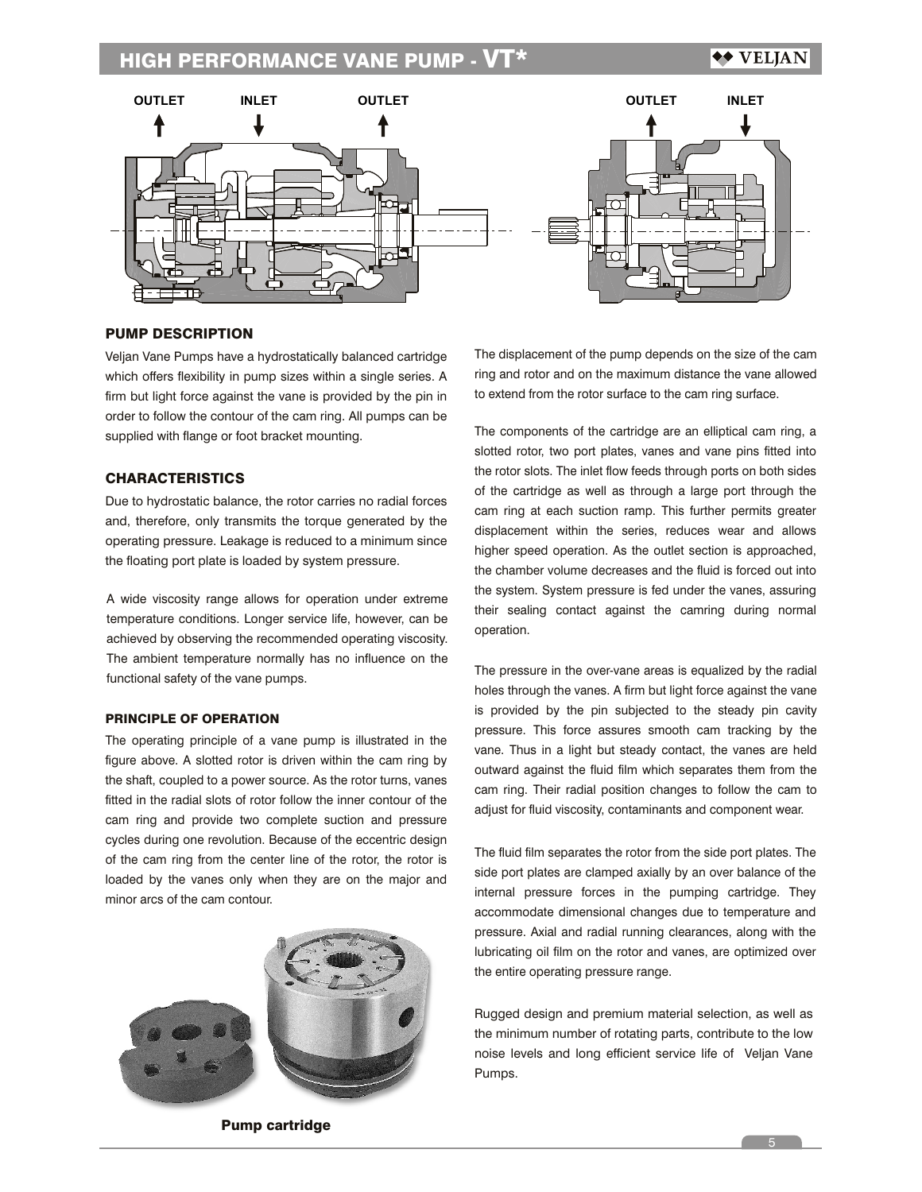## HIGH PERFORMANCE VANE PUMP - VT*

OUTLET INLET OUTLET

OUTLET INLET

### PUMP DESCRIPTION

Veljan Vane Pumps have a hydrostatically balanced cartridge which offers flexibility in pump sizes within a single series. A firm but light force against the vane is provided by the pin in order to follow the contour of the cam ring. All pumps can be supplied with flange or foot bracket mounting.

### CHARACTERISTICS

Due to hydrostatic balance, the rotor carries no radial forces and, therefore, only transmits the torque generated by the operating pressure. Leakage is reduced to a minimum since the floating port plate is loaded by system pressure.

A wide viscosity range allows for operation under extreme temperature conditions. Longer service life, however, can be achieved by observing the recommended operating viscosity. The ambient temperature normally has no influence on the functional safety of the vane pumps.

### PRINCIPLE OF OPERATION

The operating principle of a vane pump is illustrated in the figure above. A slotted rotor is driven within the cam ring by the shaft, coupled to a power source. As the rotor turns, vanes fitted in the radial slots of rotor follow the inner contour of the cam ring and provide two complete suction and pressure cycles during one revolution. Because of the eccentric design of the cam ring from the center line of the rotor, the rotor is loaded by the vanes only when they are on the major and minor arcs of the cam contour.

**Pump cartridge**

The displacement of the pump depends on the size of the cam ring and rotor and on the maximum distance the vane allowed to extend from the rotor surface to the cam ring surface.

The components of the cartridge are an elliptical cam ring, a slotted rotor, two port plates, vanes and vane pins fitted into the rotor slots. The inlet flow feeds through ports on both sides of the cartridge as well as through a large port through the cam ring at each suction ramp. This further permits greater displacement within the series, reduces wear and allows higher speed operation. As the outlet section is approached, the chamber volume decreases and the fluid is forced out into the system. System pressure is fed under the vanes, assuring their sealing contact against the camring during normal operation.

The pressure in the over-vane areas is equalized by the radial holes through the vanes. A firm but light force against the vane is provided by the pin subjected to the steady pin cavity pressure. This force assures smooth cam tracking by the vane. Thus in a light but steady contact, the vanes are held outward against the fluid film which separates them from the cam ring. Their radial position changes to follow the cam to adjust for fluid viscosity, contaminants and component wear.

The fluid film separates the rotor from the side port plates. The side port plates are clamped axially by an over balance of the internal pressure forces in the pumping cartridge. They accommodate dimensional changes due to temperature and pressure. Axial and radial running clearances, along with the lubricating oil film on the rotor and vanes, are optimized over the entire operating pressure range.

Rugged design and premium material selection, as well as the minimum number of rotating parts, contribute to the low noise levels and long efficient service life of Veljan Vane Pumps.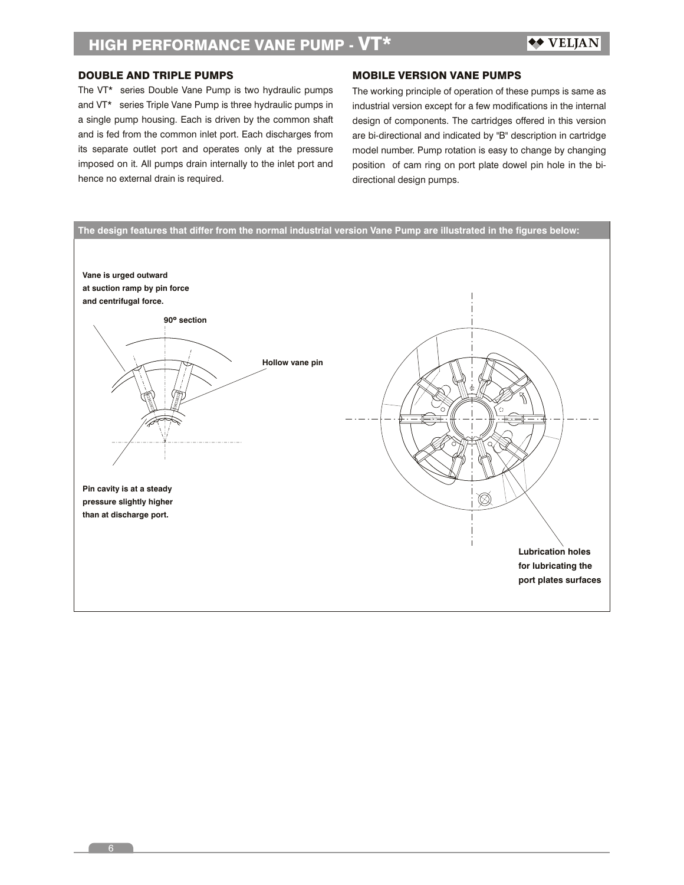## DOUBLE AND TRIPLE PUMPS

The VT* series Double Vane Pump is two hydraulic pumps and VT* series Triple Vane Pump is three hydraulic pumps in a single pump housing. Each is driven by the common shaft and is fed from the common inlet port. Each discharges from its separate outlet port and operates only at the pressure imposed on it. All pumps drain internally to the inlet port and hence no external drain is required.

## MOBILE VERSION VANE PUMPS

The working principle of operation of these pumps is same as industrial version except for a few modifications in the internal design of components. The cartridges offered in this version are bi-directional and indicated by "B" description in cartridge model number. Pump rotation is easy to change by changing position of cam ring on port plate dowel pin hole in the bi-directional design pumps.

**The design features that differ from the normal industrial version Vane Pump are illustrated in the figures below:**

**Vane is urged outward at suction ramp by pin force and centrifugal force.**

**90º section**

**Hollow vane pin**

**Pin cavity is at a steady pressure slightly higher than at discharge port.**

**Lubrication holes for lubricating the port plates surfaces**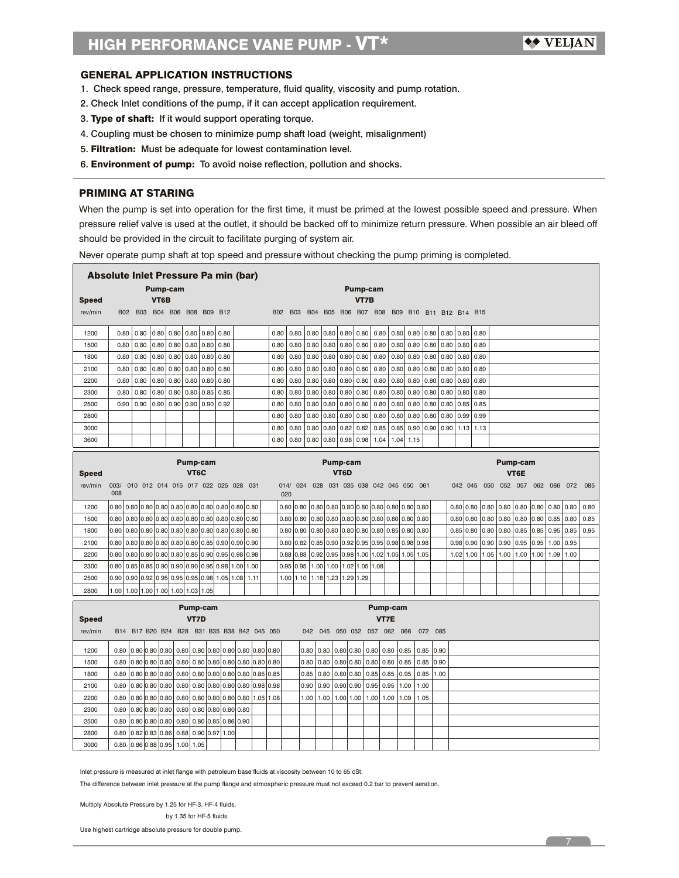## GENERAL APPLICATION INSTRUCTIONS

1. Check speed range, pressure, temperature, fluid quality, viscosity and pump rotation.
2. Check Inlet conditions of the pump, if it can accept application requirement.
3. **Type of shaft:** If it would support operating torque.
4. Coupling must be chosen to minimize pump shaft load (weight, misalignment)
5. **Filtration:** Must be adequate for lowest contamination level.
6. **Environment of pump:** To avoid noise reflection, pollution and shocks.

## PRIMING AT STARING

When the pump is set into operation for the first time, it must be primed at the lowest possible speed and pressure. When pressure relief valve is used at the outlet, it should be backed off to minimize return pressure. When possible an air bleed off should be provided in the circuit to facilitate purging of system air.

Never operate pump shaft at top speed and pressure without checking the pump priming is completed.

### Absolute Inlet Pressure Pa min (bar)

| Speed | Pump-cam VT6B | | | | | | | Pump-cam VT7B | | | | | | | | | | | | |
|---|---|---|---|---|---|---|---|---|---|---|---|---|---|---|---|---|---|---|---|---|
| rev/min | B02 | B03 | B04 | B06 | B08 | B09 | B12 | B02 | B03 | B04 | B05 | B06 | B07 | B08 | B09 | B10 | B11 | B12 | B14 | B15 |
| 1200 | 0.80 | 0.80 | 0.80 | 0.80 | 0.80 | 0.80 | 0.80 | 0.80 | 0.80 | 0.80 | 0.80 | 0.80 | 0.80 | 0.80 | 0.80 | 0.80 | 0.80 | 0.80 | 0.80 | 0.80 |
| 1500 | 0.80 | 0.80 | 0.80 | 0.80 | 0.80 | 0.80 | 0.80 | 0.80 | 0.80 | 0.80 | 0.80 | 0.80 | 0.80 | 0.80 | 0.80 | 0.80 | 0.80 | 0.80 | 0.80 | 0.80 |
| 1800 | 0.80 | 0.80 | 0.80 | 0.80 | 0.80 | 0.80 | 0.80 | 0.80 | 0.80 | 0.80 | 0.80 | 0.80 | 0.80 | 0.80 | 0.80 | 0.80 | 0.80 | 0.80 | 0.80 | 0.80 |
| 2100 | 0.80 | 0.80 | 0.80 | 0.80 | 0.80 | 0.80 | 0.80 | 0.80 | 0.80 | 0.80 | 0.80 | 0.80 | 0.80 | 0.80 | 0.80 | 0.80 | 0.80 | 0.80 | 0.80 | 0.80 |
| 2200 | 0.80 | 0.80 | 0.80 | 0.80 | 0.80 | 0.80 | 0.80 | 0.80 | 0.80 | 0.80 | 0.80 | 0.80 | 0.80 | 0.80 | 0.80 | 0.80 | 0.80 | 0.80 | 0.80 | 0.80 |
| 2300 | 0.80 | 0.80 | 0.80 | 0.80 | 0.80 | 0.85 | 0.85 | 0.80 | 0.80 | 0.80 | 0.80 | 0.80 | 0.80 | 0.80 | 0.80 | 0.80 | 0.80 | 0.80 | 0.80 | 0.80 |
| 2500 | 0.90 | 0.90 | 0.90 | 0.90 | 0.90 | 0.90 | 0.92 | 0.80 | 0.80 | 0.80 | 0.80 | 0.80 | 0.80 | 0.80 | 0.80 | 0.80 | 0.80 | 0.80 | 0.85 | 0.85 |
| 2800 | | | | | | | | 0.80 | 0.80 | 0.80 | 0.80 | 0.80 | 0.80 | 0.80 | 0.80 | 0.80 | 0.80 | 0.80 | 0.99 | 0.99 |
| 3000 | | | | | | | | 0.80 | 0.80 | 0.80 | 0.80 | 0.82 | 0.82 | 0.85 | 0.85 | 0.90 | 0.90 | 0.90 | 1.13 | 1.13 |
| 3600 | | | | | | | | 0.80 | 0.80 | 0.80 | 0.80 | 0.98 | 0.98 | 1.04 | 1.04 | 1.15 | | | | |

| Speed | Pump-cam VT6C | | | | | | | | | | Pump-cam VT6D | | | | | | | | | | Pump-cam VT6E | | | | | | | | |
|---|---|---|---|---|---|---|---|---|---|---|---|---|---|---|---|---|---|---|---|---|---|---|---|---|---|---|---|---|---|
| rev/min | 003/008 | 010 | 012 | 014 | 015 | 017 | 022 | 025 | 028 | 031 | 014/020 | 024 | 028 | 031 | 035 | 038 | 042 | 045 | 050 | 061 | 042 | 045 | 050 | 052 | 057 | 062 | 066 | 072 | 085 |
| 1200 | 0.80 | 0.80 | 0.80 | 0.80 | 0.80 | 0.80 | 0.80 | 0.80 | 0.80 | 0.80 | 0.80 | 0.80 | 0.80 | 0.80 | 0.80 | 0.80 | 0.80 | 0.80 | 0.80 | 0.80 | 0.80 | 0.80 | 0.80 | 0.80 | 0.80 | 0.80 | 0.80 | 0.80 | 0.80 |
| 1500 | 0.80 | 0.80 | 0.80 | 0.80 | 0.80 | 0.80 | 0.80 | 0.80 | 0.80 | 0.80 | 0.80 | 0.80 | 0.80 | 0.80 | 0.80 | 0.80 | 0.80 | 0.80 | 0.80 | 0.80 | 0.80 | 0.80 | 0.80 | 0.80 | 0.80 | 0.80 | 0.85 | 0.80 | 0.85 |
| 1800 | 0.80 | 0.80 | 0.80 | 0.80 | 0.80 | 0.80 | 0.80 | 0.80 | 0.80 | 0.80 | 0.80 | 0.80 | 0.80 | 0.80 | 0.80 | 0.80 | 0.80 | 0.85 | 0.80 | 0.80 | 0.85 | 0.80 | 0.80 | 0.80 | 0.85 | 0.85 | 0.95 | 0.85 | 0.95 |
| 2100 | 0.80 | 0.80 | 0.80 | 0.80 | 0.80 | 0.80 | 0.85 | 0.90 | 0.90 | 0.90 | 0.80 | 0.82 | 0.85 | 0.90 | 0.92 | 0.95 | 0.95 | 0.98 | 0.98 | 0.98 | 0.98 | 0.90 | 0.90 | 0.90 | 0.95 | 0.95 | 1.00 | 0.95 | |
| 2200 | 0.80 | 0.80 | 0.80 | 0.80 | 0.80 | 0.85 | 0.90 | 0.95 | 0.98 | 0.98 | 0.88 | 0.88 | 0.92 | 0.95 | 0.98 | 1.00 | 1.02 | 1.05 | 1.05 | 1.05 | 1.02 | 1.00 | 1.05 | 1.00 | 1.00 | 1.00 | 1.09 | 1.00 | |
| 2300 | 0.80 | 0.85 | 0.85 | 0.90 | 0.90 | 0.90 | 0.95 | 0.98 | 1.00 | 1.00 | 0.95 | 0.95 | 1.00 | 1.00 | 1.02 | 1.05 | 1.08 | | | | | | | | | | | | |
| 2500 | 0.90 | 0.90 | 0.92 | 0.95 | 0.95 | 0.95 | 0.98 | 1.05 | 1.08 | 1.11 | 1.00 | 1.10 | 1.18 | 1.23 | 1.29 | 1.29 | | | | | | | | | | | | | |
| 2800 | 1.00 | 1.00 | 1.00 | 1.00 | 1.00 | 1.03 | 1.05 | | | | | | | | | | | | | | | | | | | | | | |

| Speed | Pump-cam VT7D | | | | | | | | | | | Pump-cam VT7E | | | | | | | | |
|---|---|---|---|---|---|---|---|---|---|---|---|---|---|---|---|---|---|---|---|---|
| rev/min | B14 | B17 | B20 | B24 | B28 | B31 | B35 | B38 | B42 | 045 | 050 | 042 | 045 | 050 | 052 | 057 | 062 | 066 | 072 | 085 |
| 1200 | 0.80 | 0.80 | 0.80 | 0.80 | 0.80 | 0.80 | 0.80 | 0.80 | 0.80 | 0.80 | 0.80 | 0.80 | 0.80 | 0.80 | 0.80 | 0.80 | 0.80 | 0.85 | 0.85 | 0.90 |
| 1500 | 0.80 | 0.80 | 0.80 | 0.80 | 0.80 | 0.80 | 0.80 | 0.80 | 0.80 | 0.80 | 0.80 | 0.80 | 0.80 | 0.80 | 0.80 | 0.80 | 0.80 | 0.85 | 0.85 | 0.90 |
| 1800 | 0.80 | 0.80 | 0.80 | 0.80 | 0.80 | 0.80 | 0.80 | 0.80 | 0.80 | 0.85 | 0.85 | 0.85 | 0.80 | 0.80 | 0.80 | 0.85 | 0.85 | 0.95 | 0.85 | 1.00 |
| 2100 | 0.80 | 0.80 | 0.80 | 0.80 | 0.80 | 0.80 | 0.80 | 0.80 | 0.80 | 0.98 | 0.98 | 0.90 | 0.90 | 0.90 | 0.90 | 0.95 | 0.95 | 1.00 | 1.00 | |
| 2200 | 0.80 | 0.80 | 0.80 | 0.80 | 0.80 | 0.80 | 0.80 | 0.80 | 0.80 | 1.05 | 1.08 | 1.00 | 1.00 | 1.00 | 1.00 | 1.00 | 1.00 | 1.09 | 1.05 | |
| 2300 | 0.80 | 0.80 | 0.80 | 0.80 | 0.80 | 0.80 | 0.80 | 0.80 | 0.80 | | | | | | | | | | | |
| 2500 | 0.80 | 0.80 | 0.80 | 0.80 | 0.80 | 0.80 | 0.85 | 0.86 | 0.90 | | | | | | | | | | | |
| 2800 | 0.80 | 0.82 | 0.83 | 0.86 | 0.88 | 0.90 | 0.97 | 1.00 | | | | | | | | | | | | |
| 3000 | 0.80 | 0.86 | 0.88 | 0.95 | 1.00 | 1.05 | | | | | | | | | | | | | | |

Inlet pressure is measured at inlet flange with petroleum base fluids at viscosity between 10 to 65 cSt.

The difference between inlet pressure at the pump flange and atmospheric pressure must not exceed 0.2 bar to prevent aeration.

Multiply Absolute Pressure by 1.25 for HF-3, HF-4 fluids.

by 1.35 for HF-5 fluids.

Use highest cartridge absolute pressure for double pump.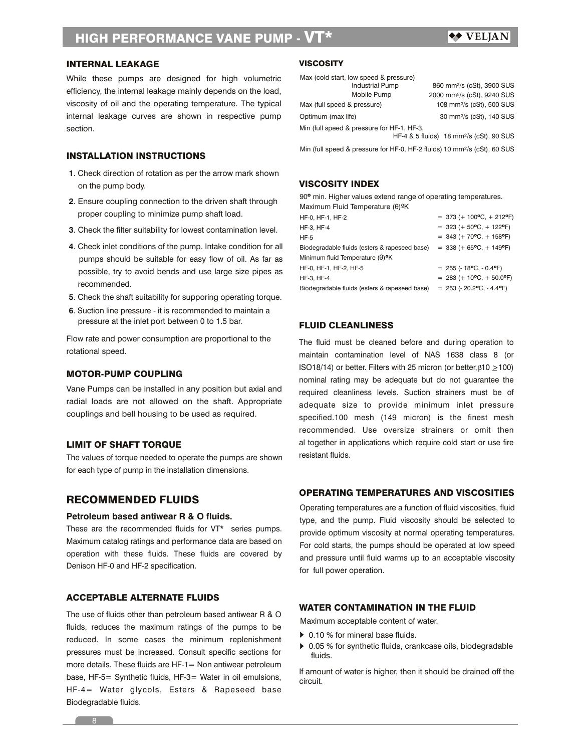# HIGH PERFORMANCE VANE PUMP - VT*

## INTERNAL LEAKAGE

While these pumps are designed for high volumetric efficiency, the internal leakage mainly depends on the load, viscosity of oil and the operating temperature. The typical internal leakage curves are shown in respective pump section.

## INSTALLATION INSTRUCTIONS

1. Check direction of rotation as per the arrow mark shown on the pump body.
2. Ensure coupling connection to the driven shaft through proper coupling to minimize pump shaft load.
3. Check the filter suitability for lowest contamination level.
4. Check inlet conditions of the pump. Intake condition for all pumps should be suitable for easy flow of oil. As far as possible, try to avoid bends and use large size pipes as recommended.
5. Check the shaft suitability for supporing operating torque.
6. Suction line pressure - it is recommended to maintain a pressure at the inlet port between 0 to 1.5 bar.

Flow rate and power consumption are proportional to the rotational speed.

## MOTOR-PUMP COUPLING

Vane Pumps can be installed in any position but axial and radial loads are not allowed on the shaft. Appropriate couplings and bell housing to be used as required.

## LIMIT OF SHAFT TORQUE

The values of torque needed to operate the pumps are shown for each type of pump in the installation dimensions.

## RECOMMENDED FLUIDS

### Petroleum based antiwear R & O fluids.

These are the recommended fluids for VT* series pumps. Maximum catalog ratings and performance data are based on operation with these fluids. These fluids are covered by Denison HF-0 and HF-2 specification.

## ACCEPTABLE ALTERNATE FLUIDS

The use of fluids other than petroleum based antiwear R & O fluids, reduces the maximum ratings of the pumps to be reduced. In some cases the minimum replenishment pressures must be increased. Consult specific sections for more details. These fluids are HF-1= Non antiwear petroleum base, HF-5= Synthetic fluids, HF-3= Water in oil emulsions, HF-4= Water glycols, Esters & Rapeseed base Biodegradable fluids.

## VISCOSITY

| | |
|---|---|
| Max (cold start, low speed & pressure) | |
| Industrial Pump | 860 mm²/s (cSt), 3900 SUS |
| Mobile Pump | 2000 mm²/s (cSt), 9240 SUS |
| Max (full speed & pressure) | 108 mm²/s (cSt), 500 SUS |
| Optimum (max life) | 30 mm²/s (cSt), 140 SUS |
| Min (full speed & pressure for HF-1, HF-3, HF-4 & 5 fluids) | 18 mm²/s (cSt), 90 SUS |
| Min (full speed & pressure for HF-0, HF-2 fluids) | 10 mm²/s (cSt), 60 SUS |

## VISCOSITY INDEX

90° min. Higher values extend range of operating temperatures.

| | |
|---|---|
| Maximum Fluid Temperature (θ)ºK | |
| HF-0, HF-1, HF-2 | = 373 (+ 100°C, + 212°F) |
| HF-3, HF-4 | = 323 (+ 50°C, + 122°F) |
| HF-5 | = 343 (+ 70°C, + 158°F) |
| Biodegradable fluids (esters & rapeseed base) | = 338 (+ 65°C, + 149°F) |
| Minimum fluid Temperature (θ)°K | |
| HF-0, HF-1, HF-2, HF-5 | = 255 (- 18°C, - 0.4°F) |
| HF-3, HF-4 | = 283 (+ 10°C, + 50.0°F) |
| Biodegradable fluids (esters & rapeseed base) | = 253 (- 20.2°C, - 4.4°F) |

## FLUID CLEANLINESS

The fluid must be cleaned before and during operation to maintain contamination level of NAS 1638 class 8 (or ISO18/14) or better. Filters with 25 micron (or better, $\beta 10 \geq 100$) nominal rating may be adequate but do not guarantee the required cleanliness levels. Suction strainers must be of adequate size to provide minimum inlet pressure specified.100 mesh (149 micron) is the finest mesh recommended. Use oversize strainers or omit then al together in applications which require cold start or use fire resistant fluids.

## OPERATING TEMPERATURES AND VISCOSITIES

Operating temperatures are a function of fluid viscosities, fluid type, and the pump. Fluid viscosity should be selected to provide optimum viscosity at normal operating temperatures. For cold starts, the pumps should be operated at low speed and pressure until fluid warms up to an acceptable viscosity for full power operation.

## WATER CONTAMINATION IN THE FLUID

Maximum acceptable content of water.

- 0.10 % for mineral base fluids.
- 0.05 % for synthetic fluids, crankcase oils, biodegradable fluids.

If amount of water is higher, then it should be drained off the circuit.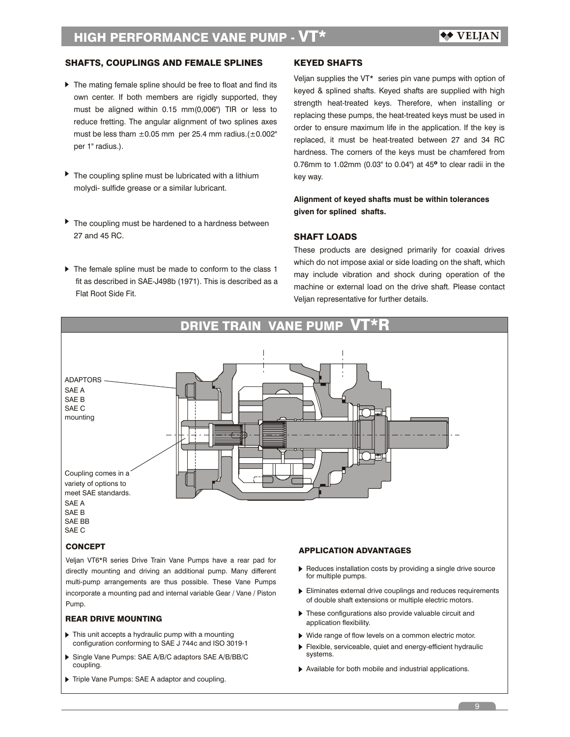## SHAFTS, COUPLINGS AND FEMALE SPLINES

- The mating female spline should be free to float and find its own center. If both members are rigidly supported, they must be aligned within 0.15 mm(0,006") TIR or less to reduce fretting. The angular alignment of two splines axes must be less tham ±0.05 mm per 25.4 mm radius.(±0.002" per 1" radius.).
- The coupling spline must be lubricated with a lithium molydi- sulfide grease or a similar lubricant.
- The coupling must be hardened to a hardness between 27 and 45 RC.
- The female spline must be made to conform to the class 1 fit as described in SAE-J498b (1971). This is described as a Flat Root Side Fit.

## KEYED SHAFTS

Veljan supplies the VT* series pin vane pumps with option of keyed & splined shafts. Keyed shafts are supplied with high strength heat-treated keys. Therefore, when installing or replacing these pumps, the heat-treated keys must be used in order to ensure maximum life in the application. If the key is replaced, it must be heat-treated between 27 and 34 RC hardness. The corners of the keys must be chamfered from 0.76mm to 1.02mm (0.03" to 0.04") at 45° to clear radii in the key way.

**Alignment of keyed shafts must be within tolerances given for splined shafts.**

## SHAFT LOADS

These products are designed primarily for coaxial drives which do not impose axial or side loading on the shaft, which may include vibration and shock during operation of the machine or external load on the drive shaft. Please contact Veljan representative for further details.

# DRIVE TRAIN VANE PUMP VT*R

ADAPTORS
SAE A
SAE B
SAE C
mounting

Coupling comes in a variety of options to meet SAE standards.
SAE A
SAE B
SAE BB
SAE C

## CONCEPT

Veljan VT6*R series Drive Train Vane Pumps have a rear pad for directly mounting and driving an additional pump. Many different multi-pump arrangements are thus possible. These Vane Pumps incorporate a mounting pad and internal variable Gear / Vane / Piston Pump.

## REAR DRIVE MOUNTING

- This unit accepts a hydraulic pump with a mounting configuration conforming to SAE J 744c and ISO 3019-1
- Single Vane Pumps: SAE A/B/C adaptors SAE A/B/BB/C coupling.
- Triple Vane Pumps: SAE A adaptor and coupling.

## APPLICATION ADVANTAGES

- Reduces installation costs by providing a single drive source for multiple pumps.
- Eliminates external drive couplings and reduces requirements of double shaft extensions or multiple electric motors.
- These configurations also provide valuable circuit and application flexibility.
- Wide range of flow levels on a common electric motor.
- Flexible, serviceable, quiet and energy-efficient hydraulic systems.
- Available for both mobile and industrial applications.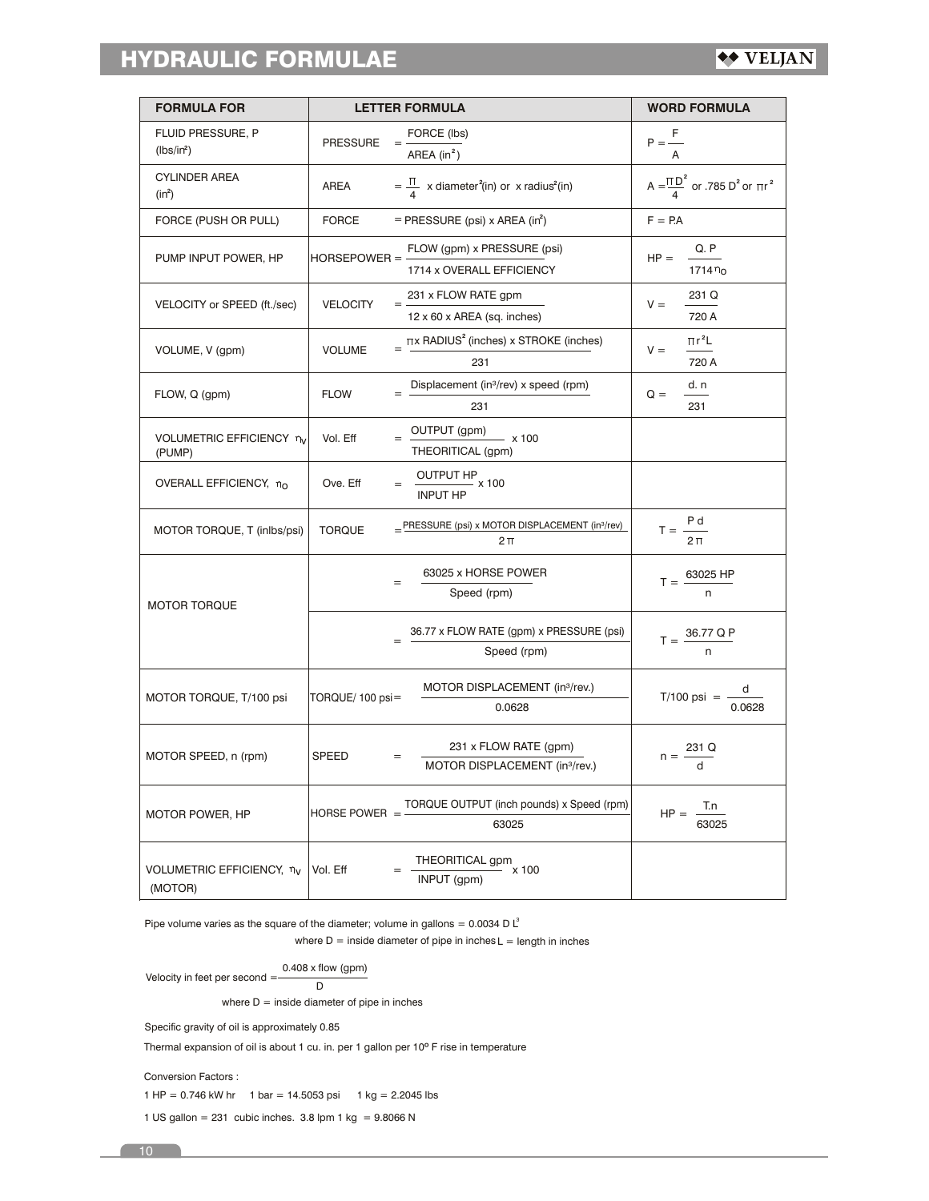# HYDRAULIC FORMULAE

| FORMULA FOR | LETTER FORMULA | WORD FORMULA |
|---|---|---|
| FLUID PRESSURE, P (lbs/in²) | PRESSURE $= \frac{\text{FORCE (lbs)}}{\text{AREA (in}^2\text{)}}$ | $P = \frac{F}{A}$ |
| CYLINDER AREA (in²) | AREA $= \frac{\pi}{4}$ x diameter²(in) or x radius²(in) | $A = \frac{\pi D^2}{4}$ or $.785\ D^2$ or $\pi r^2$ |
| FORCE (PUSH OR PULL) | FORCE = PRESSURE (psi) x AREA (in²) | F = P.A |
| PUMP INPUT POWER, HP | HORSEPOWER $= \frac{\text{FLOW (gpm) x PRESSURE (psi)}}{\text{1714 x OVERALL EFFICIENCY}}$ | $HP = \frac{Q.P}{1714\ \eta_o}$ |
| VELOCITY or SPEED (ft./sec) | VELOCITY $= \frac{\text{231 x FLOW RATE gpm}}{\text{12 x 60 x AREA (sq. inches)}}$ | $V = \frac{231\ Q}{720\ A}$ |
| VOLUME, V (gpm) | VOLUME $= \frac{\pi \text{x RADIUS}^2 \text{(inches) x STROKE (inches)}}{231}$ | $V = \frac{\pi r^2 L}{720\ A}$ |
| FLOW, Q (gpm) | FLOW $= \frac{\text{Displacement (in}^3\text{/rev) x speed (rpm)}}{231}$ | $Q = \frac{d.\ n}{231}$ |
| VOLUMETRIC EFFICIENCY $\eta_v$ (PUMP) | Vol. Eff $= \frac{\text{OUTPUT (gpm)}}{\text{THEORITICAL (gpm)}}$ x 100 | |
| OVERALL EFFICIENCY, $\eta_o$ | Ove. Eff $= \frac{\text{OUTPUT HP}}{\text{INPUT HP}}$ x 100 | |
| MOTOR TORQUE, T (inlbs/psi) | TORQUE $= \frac{\text{PRESSURE (psi) x MOTOR DISPLACEMENT (in}^3\text{/rev)}}{2\pi}$ | $T = \frac{P\ d}{2\pi}$ |
| MOTOR TORQUE | $= \frac{\text{63025 x HORSE POWER}}{\text{Speed (rpm)}}$ | $T = \frac{63025\ HP}{n}$ |
| | $= \frac{\text{36.77 x FLOW RATE (gpm) x PRESSURE (psi)}}{\text{Speed (rpm)}}$ | $T = \frac{36.77\ Q\ P}{n}$ |
| MOTOR TORQUE, T/100 psi | TORQUE/ 100 psi $= \frac{\text{MOTOR DISPLACEMENT (in}^3\text{/rev.)}}{0.0628}$ | $T/100\ psi = \frac{d}{0.0628}$ |
| MOTOR SPEED, n (rpm) | SPEED $= \frac{\text{231 x FLOW RATE (gpm)}}{\text{MOTOR DISPLACEMENT (in}^3\text{/rev.)}}$ | $n = \frac{231\ Q}{d}$ |
| MOTOR POWER, HP | HORSE POWER $= \frac{\text{TORQUE OUTPUT (inch pounds) x Speed (rpm)}}{63025}$ | $HP = \frac{T.n}{63025}$ |
| VOLUMETRIC EFFICIENCY, $\eta_v$ (MOTOR) | Vol. Eff $= \frac{\text{THEORITICAL gpm}}{\text{INPUT (gpm)}}$ x 100 | |

Pipe volume varies as the square of the diameter; volume in gallons = $0.0034\ D\ L^3$

where D = inside diameter of pipe in inches L = length in inches

Velocity in feet per second $= \frac{0.408 \text{ x flow (gpm)}}{D}$

where D = inside diameter of pipe in inches

Specific gravity of oil is approximately 0.85

Thermal expansion of oil is about 1 cu. in. per 1 gallon per 10º F rise in temperature

Conversion Factors :

1 HP = 0.746 kW hr 1 bar = 14.5053 psi 1 kg = 2.2045 lbs

1 US gallon = 231 cubic inches. 3.8 lpm 1 kg = 9.8066 N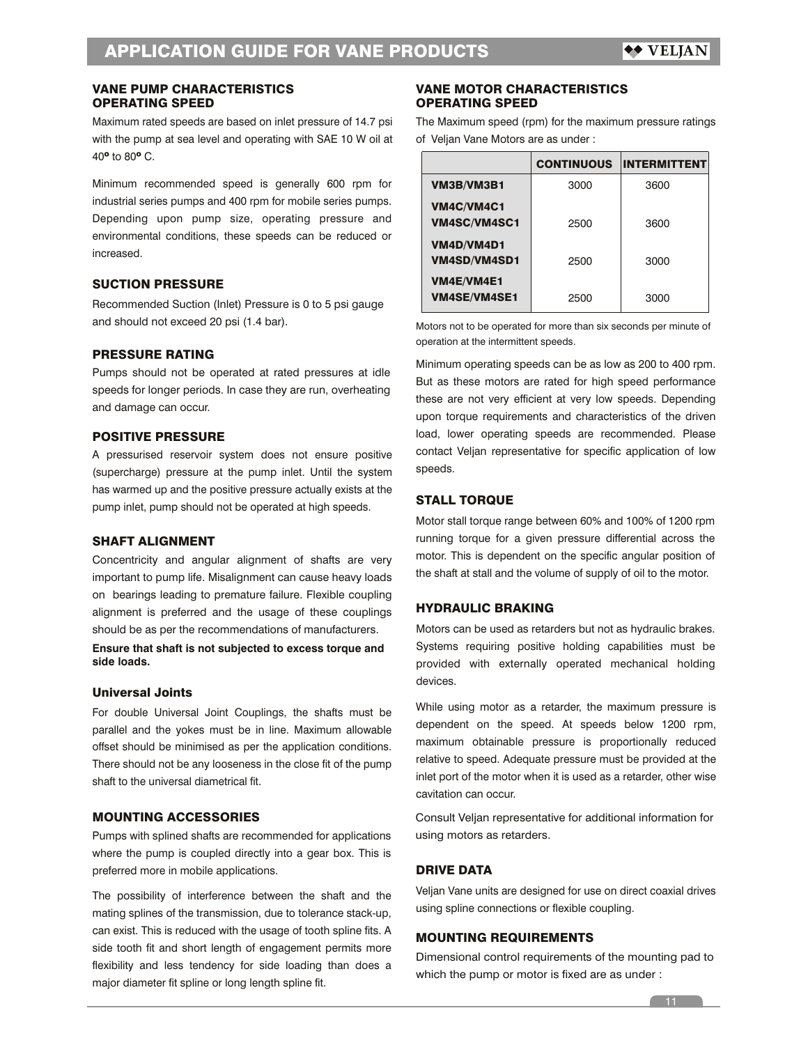## VANE PUMP CHARACTERISTICS
## OPERATING SPEED

Maximum rated speeds are based on inlet pressure of 14.7 psi with the pump at sea level and operating with SAE 10 W oil at 40º to 80º C.

Minimum recommended speed is generally 600 rpm for industrial series pumps and 400 rpm for mobile series pumps. Depending upon pump size, operating pressure and environmental conditions, these speeds can be reduced or increased.

### SUCTION PRESSURE

Recommended Suction (Inlet) Pressure is 0 to 5 psi gauge and should not exceed 20 psi (1.4 bar).

### PRESSURE RATING

Pumps should not be operated at rated pressures at idle speeds for longer periods. In case they are run, overheating and damage can occur.

### POSITIVE PRESSURE

A pressurised reservoir system does not ensure positive (supercharge) pressure at the pump inlet. Until the system has warmed up and the positive pressure actually exists at the pump inlet, pump should not be operated at high speeds.

### SHAFT ALIGNMENT

Concentricity and angular alignment of shafts are very important to pump life. Misalignment can cause heavy loads on bearings leading to premature failure. Flexible coupling alignment is preferred and the usage of these couplings should be as per the recommendations of manufacturers.

**Ensure that shaft is not subjected to excess torque and side loads.**

### Universal Joints

For double Universal Joint Couplings, the shafts must be parallel and the yokes must be in line. Maximum allowable offset should be minimised as per the application conditions. There should not be any looseness in the close fit of the pump shaft to the universal diametrical fit.

### MOUNTING ACCESSORIES

Pumps with splined shafts are recommended for applications where the pump is coupled directly into a gear box. This is preferred more in mobile applications.

The possibility of interference between the shaft and the mating splines of the transmission, due to tolerance stack-up, can exist. This is reduced with the usage of tooth spline fits. A side tooth fit and short length of engagement permits more flexibility and less tendency for side loading than does a major diameter fit spline or long length spline fit.

## VANE MOTOR CHARACTERISTICS
## OPERATING SPEED

The Maximum speed (rpm) for the maximum pressure ratings of Veljan Vane Motors are as under :

| | CONTINUOUS | INTERMITTENT |
|---|---|---|
| **VM3B/VM3B1** | 3000 | 3600 |
| **VM4C/VM4C1 VM4SC/VM4SC1** | 2500 | 3600 |
| **VM4D/VM4D1 VM4SD/VM4SD1** | 2500 | 3000 |
| **VM4E/VM4E1 VM4SE/VM4SE1** | 2500 | 3000 |

Motors not to be operated for more than six seconds per minute of operation at the intermittent speeds.

Minimum operating speeds can be as low as 200 to 400 rpm. But as these motors are rated for high speed performance these are not very efficient at very low speeds. Depending upon torque requirements and characteristics of the driven load, lower operating speeds are recommended. Please contact Veljan representative for specific application of low speeds.

### STALL TORQUE

Motor stall torque range between 60% and 100% of 1200 rpm running torque for a given pressure differential across the motor. This is dependent on the specific angular position of the shaft at stall and the volume of supply of oil to the motor.

### HYDRAULIC BRAKING

Motors can be used as retarders but not as hydraulic brakes. Systems requiring positive holding capabilities must be provided with externally operated mechanical holding devices.

While using motor as a retarder, the maximum pressure is dependent on the speed. At speeds below 1200 rpm, maximum obtainable pressure is proportionally reduced relative to speed. Adequate pressure must be provided at the inlet port of the motor when it is used as a retarder, other wise cavitation can occur.

Consult Veljan representative for additional information for using motors as retarders.

### DRIVE DATA

Veljan Vane units are designed for use on direct coaxial drives using spline connections or flexible coupling.

### MOUNTING REQUIREMENTS

Dimensional control requirements of the mounting pad to which the pump or motor is fixed are as under :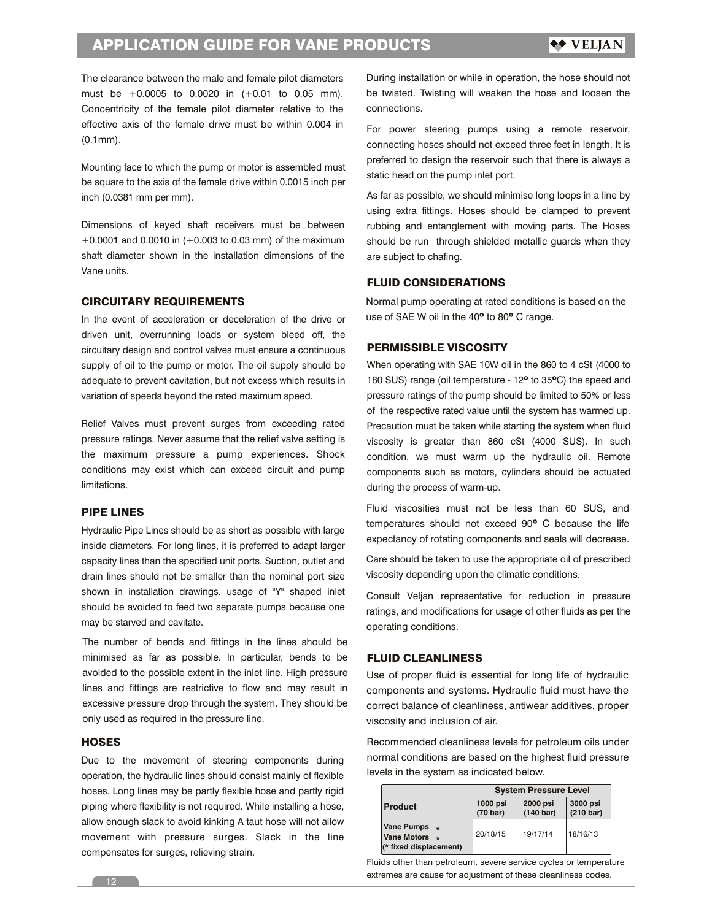The clearance between the male and female pilot diameters must be +0.0005 to 0.0020 in (+0.01 to 0.05 mm). Concentricity of the female pilot diameter relative to the effective axis of the female drive must be within 0.004 in (0.1mm).

Mounting face to which the pump or motor is assembled must be square to the axis of the female drive within 0.0015 inch per inch (0.0381 mm per mm).

Dimensions of keyed shaft receivers must be between +0.0001 and 0.0010 in (+0.003 to 0.03 mm) of the maximum shaft diameter shown in the installation dimensions of the Vane units.

## CIRCUITARY REQUIREMENTS

In the event of acceleration or deceleration of the drive or driven unit, overrunning loads or system bleed off, the circuitary design and control valves must ensure a continuous supply of oil to the pump or motor. The oil supply should be adequate to prevent cavitation, but not excess which results in variation of speeds beyond the rated maximum speed.

Relief Valves must prevent surges from exceeding rated pressure ratings. Never assume that the relief valve setting is the maximum pressure a pump experiences. Shock conditions may exist which can exceed circuit and pump limitations.

## PIPE LINES

Hydraulic Pipe Lines should be as short as possible with large inside diameters. For long lines, it is preferred to adapt larger capacity lines than the specified unit ports. Suction, outlet and drain lines should not be smaller than the nominal port size shown in installation drawings. usage of "Y" shaped inlet should be avoided to feed two separate pumps because one may be starved and cavitate.

The number of bends and fittings in the lines should be minimised as far as possible. In particular, bends to be avoided to the possible extent in the inlet line. High pressure lines and fittings are restrictive to flow and may result in excessive pressure drop through the system. They should be only used as required in the pressure line.

## HOSES

Due to the movement of steering components during operation, the hydraulic lines should consist mainly of flexible hoses. Long lines may be partly flexible hose and partly rigid piping where flexibility is not required. While installing a hose, allow enough slack to avoid kinking A taut hose will not allow movement with pressure surges. Slack in the line compensates for surges, relieving strain.

During installation or while in operation, the hose should not be twisted. Twisting will weaken the hose and loosen the connections.

For power steering pumps using a remote reservoir, connecting hoses should not exceed three feet in length. It is preferred to design the reservoir such that there is always a static head on the pump inlet port.

As far as possible, we should minimise long loops in a line by using extra fittings. Hoses should be clamped to prevent rubbing and entanglement with moving parts. The Hoses should be run through shielded metallic guards when they are subject to chafing.

## FLUID CONSIDERATIONS

Normal pump operating at rated conditions is based on the use of SAE W oil in the 40° to 80° C range.

## PERMISSIBLE VISCOSITY

When operating with SAE 10W oil in the 860 to 4 cSt (4000 to 180 SUS) range (oil temperature - 12° to 35°C) the speed and pressure ratings of the pump should be limited to 50% or less of the respective rated value until the system has warmed up. Precaution must be taken while starting the system when fluid viscosity is greater than 860 cSt (4000 SUS). In such condition, we must warm up the hydraulic oil. Remote components such as motors, cylinders should be actuated during the process of warm-up.

Fluid viscosities must not be less than 60 SUS, and temperatures should not exceed 90° C because the life expectancy of rotating components and seals will decrease.

Care should be taken to use the appropriate oil of prescribed viscosity depending upon the climatic conditions.

Consult Veljan representative for reduction in pressure ratings, and modifications for usage of other fluids as per the operating conditions.

## FLUID CLEANLINESS

Use of proper fluid is essential for long life of hydraulic components and systems. Hydraulic fluid must have the correct balance of cleanliness, antiwear additives, proper viscosity and inclusion of air.

Recommended cleanliness levels for petroleum oils under normal conditions are based on the highest fluid pressure levels in the system as indicated below.

| Product | System Pressure Level | | |
|---|---|---|---|
| | 1000 psi (70 bar) | 2000 psi (140 bar) | 3000 psi (210 bar) |
| Vane Pumps * Vane Motors * (* fixed displacement) | 20/18/15 | 19/17/14 | 18/16/13 |

Fluids other than petroleum, severe service cycles or temperature extremes are cause for adjustment of these cleanliness codes.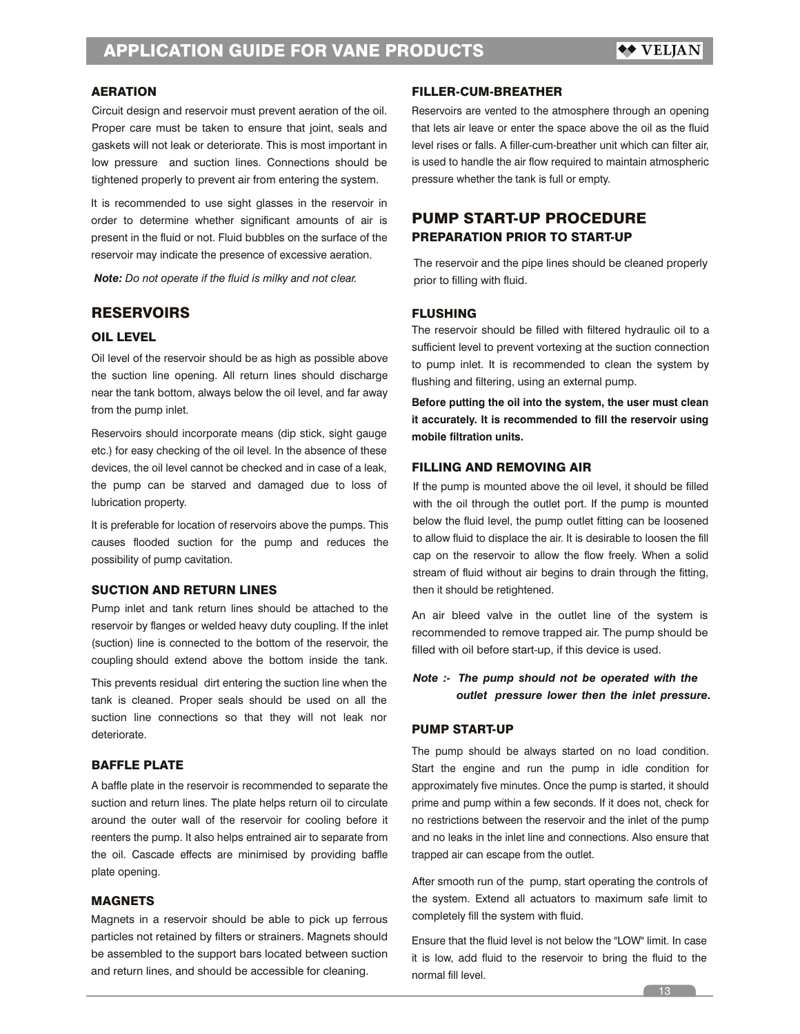### AERATION

Circuit design and reservoir must prevent aeration of the oil. Proper care must be taken to ensure that joint, seals and gaskets will not leak or deteriorate. This is most important in low pressure and suction lines. Connections should be tightened properly to prevent air from entering the system.

It is recommended to use sight glasses in the reservoir in order to determine whether significant amounts of air is present in the fluid or not. Fluid bubbles on the surface of the reservoir may indicate the presence of excessive aeration.

***Note:*** *Do not operate if the fluid is milky and not clear.*

## RESERVOIRS

### OIL LEVEL

Oil level of the reservoir should be as high as possible above the suction line opening. All return lines should discharge near the tank bottom, always below the oil level, and far away from the pump inlet.

Reservoirs should incorporate means (dip stick, sight gauge etc.) for easy checking of the oil level. In the absence of these devices, the oil level cannot be checked and in case of a leak, the pump can be starved and damaged due to loss of lubrication property.

It is preferable for location of reservoirs above the pumps. This causes flooded suction for the pump and reduces the possibility of pump cavitation.

### SUCTION AND RETURN LINES

Pump inlet and tank return lines should be attached to the reservoir by flanges or welded heavy duty coupling. If the inlet (suction) line is connected to the bottom of the reservoir, the coupling should extend above the bottom inside the tank.

This prevents residual dirt entering the suction line when the tank is cleaned. Proper seals should be used on all the suction line connections so that they will not leak nor deteriorate.

### BAFFLE PLATE

A baffle plate in the reservoir is recommended to separate the suction and return lines. The plate helps return oil to circulate around the outer wall of the reservoir for cooling before it reenters the pump. It also helps entrained air to separate from the oil. Cascade effects are minimised by providing baffle plate opening.

### MAGNETS

Magnets in a reservoir should be able to pick up ferrous particles not retained by filters or strainers. Magnets should be assembled to the support bars located between suction and return lines, and should be accessible for cleaning.

### FILLER-CUM-BREATHER

Reservoirs are vented to the atmosphere through an opening that lets air leave or enter the space above the oil as the fluid level rises or falls. A filler-cum-breather unit which can filter air, is used to handle the air flow required to maintain atmospheric pressure whether the tank is full or empty.

## PUMP START-UP PROCEDURE

### PREPARATION PRIOR TO START-UP

The reservoir and the pipe lines should be cleaned properly prior to filling with fluid.

### FLUSHING

The reservoir should be filled with filtered hydraulic oil to a sufficient level to prevent vortexing at the suction connection to pump inlet. It is recommended to clean the system by flushing and filtering, using an external pump.

**Before putting the oil into the system, the user must clean it accurately. It is recommended to fill the reservoir using mobile filtration units.**

### FILLING AND REMOVING AIR

If the pump is mounted above the oil level, it should be filled with the oil through the outlet port. If the pump is mounted below the fluid level, the pump outlet fitting can be loosened to allow fluid to displace the air. It is desirable to loosen the fill cap on the reservoir to allow the flow freely. When a solid stream of fluid without air begins to drain through the fitting, then it should be retightened.

An air bleed valve in the outlet line of the system is recommended to remove trapped air. The pump should be filled with oil before start-up, if this device is used.

***Note :- The pump should not be operated with the outlet pressure lower then the inlet pressure.***

### PUMP START-UP

The pump should be always started on no load condition. Start the engine and run the pump in idle condition for approximately five minutes. Once the pump is started, it should prime and pump within a few seconds. If it does not, check for no restrictions between the reservoir and the inlet of the pump and no leaks in the inlet line and connections. Also ensure that trapped air can escape from the outlet.

After smooth run of the pump, start operating the controls of the system. Extend all actuators to maximum safe limit to completely fill the system with fluid.

Ensure that the fluid level is not below the "LOW" limit. In case it is low, add fluid to the reservoir to bring the fluid to the normal fill level.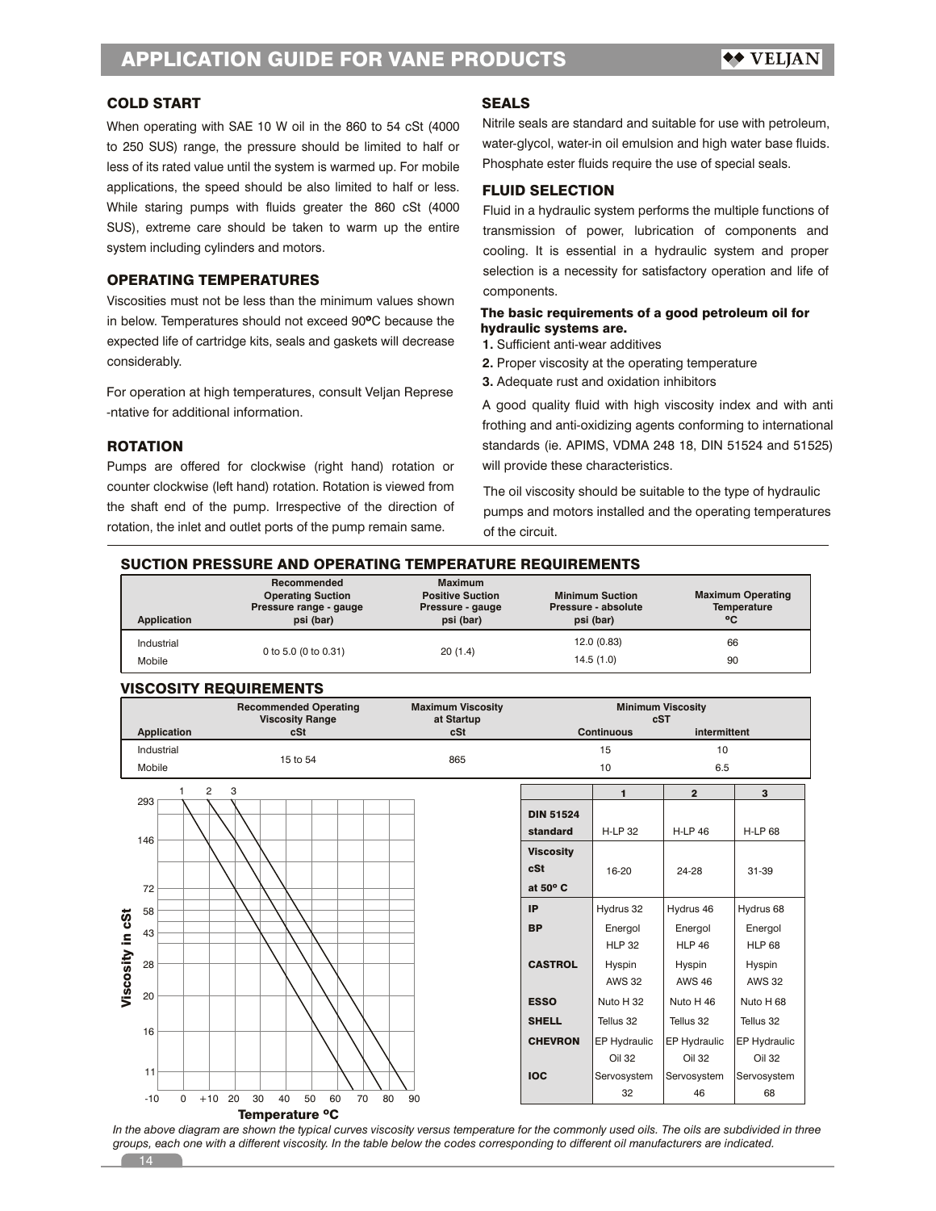## COLD START

When operating with SAE 10 W oil in the 860 to 54 cSt (4000 to 250 SUS) range, the pressure should be limited to half or less of its rated value until the system is warmed up. For mobile applications, the speed should be also limited to half or less. While staring pumps with fluids greater the 860 cSt (4000 SUS), extreme care should be taken to warm up the entire system including cylinders and motors.

## OPERATING TEMPERATURES

Viscosities must not be less than the minimum values shown in below. Temperatures should not exceed 90ºC because the expected life of cartridge kits, seals and gaskets will decrease considerably.

For operation at high temperatures, consult Veljan Represe -ntative for additional information.

## ROTATION

Pumps are offered for clockwise (right hand) rotation or counter clockwise (left hand) rotation. Rotation is viewed from the shaft end of the pump. Irrespective of the direction of rotation, the inlet and outlet ports of the pump remain same.

## SEALS

Nitrile seals are standard and suitable for use with petroleum, water-glycol, water-in oil emulsion and high water base fluids. Phosphate ester fluids require the use of special seals.

## FLUID SELECTION

Fluid in a hydraulic system performs the multiple functions of transmission of power, lubrication of components and cooling. It is essential in a hydraulic system and proper selection is a necessity for satisfactory operation and life of components.

**The basic requirements of a good petroleum oil for hydraulic systems are.**

1. Sufficient anti-wear additives
2. Proper viscosity at the operating temperature
3. Adequate rust and oxidation inhibitors

A good quality fluid with high viscosity index and with anti frothing and anti-oxidizing agents conforming to international standards (ie. APIMS, VDMA 248 18, DIN 51524 and 51525) will provide these characteristics.

The oil viscosity should be suitable to the type of hydraulic pumps and motors installed and the operating temperatures of the circuit.

## SUCTION PRESSURE AND OPERATING TEMPERATURE REQUIREMENTS

| Application | Recommended Operating Suction Pressure range - gauge psi (bar) | Maximum Positive Suction Pressure - gauge psi (bar) | Minimum Suction Pressure - absolute psi (bar) | Maximum Operating Temperature ºC |
|---|---|---|---|---|
| Industrial | 0 to 5.0 (0 to 0.31) | 20 (1.4) | 12.0 (0.83) | 66 |
| Mobile | | | 14.5 (1.0) | 90 |

## VISCOSITY REQUIREMENTS

| Application | Recommended Operating Viscosity Range cSt | Maximum Viscosity at Startup cSt | Minimum Viscosity cST | |
|---|---|---|---|---|
| | | | Continuous | intermittent |
| Industrial | 15 to 54 | 865 | 15 | 10 |
| Mobile | | | 10 | 6.5 |

Viscosity in cSt (293, 146, 72, 58, 43, 28, 20, 16, 11) versus Temperature ºC (-10, 0, +10, 20, 30, 40, 50, 60, 70, 80, 90) — curves 1, 2, 3

| | 1 | 2 | 3 |
|---|---|---|---|
| **DIN 51524 standard** | H-LP 32 | H-LP 46 | H-LP 68 |
| **Viscosity cSt at 50º C** | 16-20 | 24-28 | 31-39 |
| **IP** | Hydrus 32 | Hydrus 46 | Hydrus 68 |
| **BP** | Energol HLP 32 | Energol HLP 46 | Energol HLP 68 |
| **CASTROL** | Hyspin AWS 32 | Hyspin AWS 46 | Hyspin AWS 32 |
| **ESSO** | Nuto H 32 | Nuto H 46 | Nuto H 68 |
| **SHELL** | Tellus 32 | Tellus 32 | Tellus 32 |
| **CHEVRON** | EP Hydraulic Oil 32 | EP Hydraulic Oil 32 | EP Hydraulic Oil 32 |
| **IOC** | Servosystem 32 | Servosystem 46 | Servosystem 68 |

*In the above diagram are shown the typical curves viscosity versus temperature for the commonly used oils. The oils are subdivided in three groups, each one with a different viscosity. In the table below the codes corresponding to different oil manufacturers are indicated.*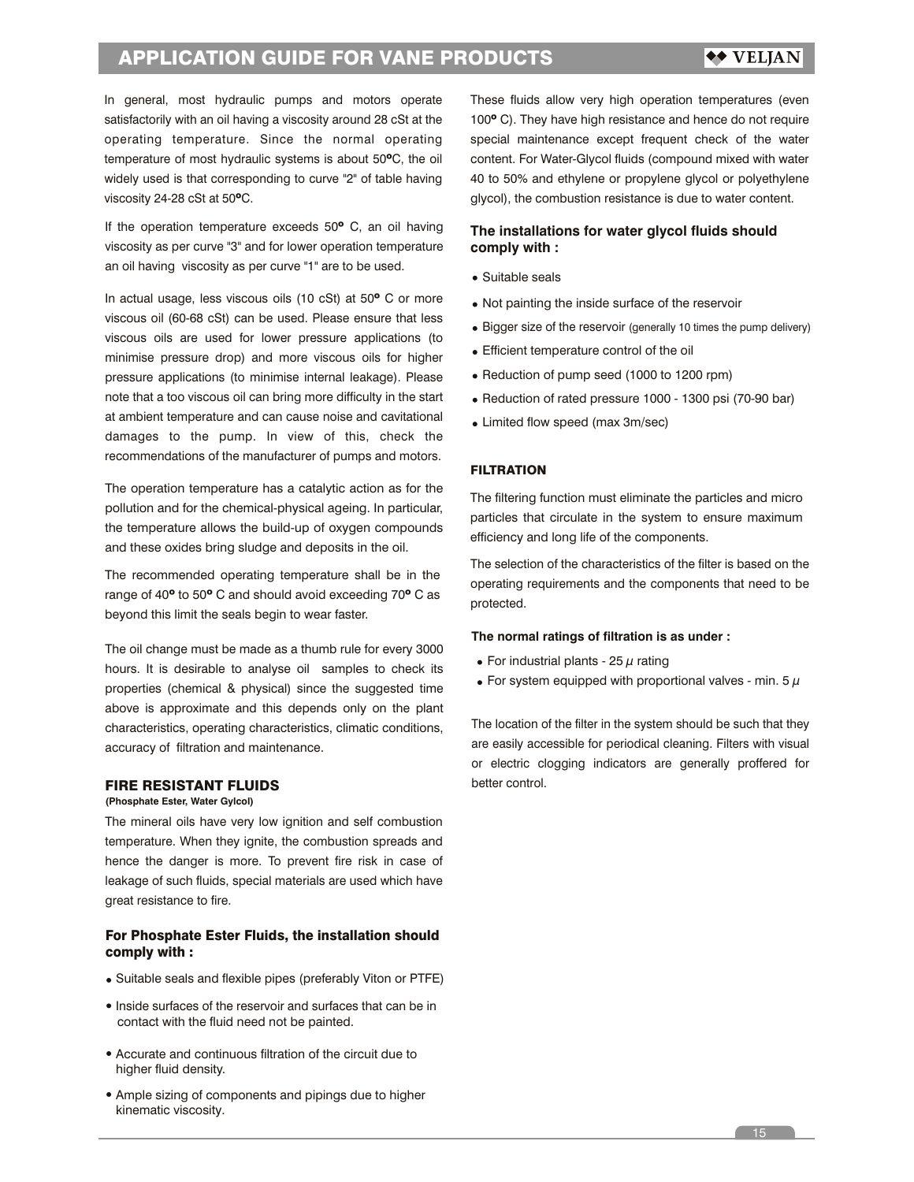In general, most hydraulic pumps and motors operate satisfactorily with an oil having a viscosity around 28 cSt at the operating temperature. Since the normal operating temperature of most hydraulic systems is about 50ºC, the oil widely used is that corresponding to curve "2" of table having viscosity 24-28 cSt at 50ºC.

If the operation temperature exceeds 50º C, an oil having viscosity as per curve "3" and for lower operation temperature an oil having viscosity as per curve "1" are to be used.

In actual usage, less viscous oils (10 cSt) at 50º C or more viscous oil (60-68 cSt) can be used. Please ensure that less viscous oils are used for lower pressure applications (to minimise pressure drop) and more viscous oils for higher pressure applications (to minimise internal leakage). Please note that a too viscous oil can bring more difficulty in the start at ambient temperature and can cause noise and cavitational damages to the pump. In view of this, check the recommendations of the manufacturer of pumps and motors.

The operation temperature has a catalytic action as for the pollution and for the chemical-physical ageing. In particular, the temperature allows the build-up of oxygen compounds and these oxides bring sludge and deposits in the oil.

The recommended operating temperature shall be in the range of 40º to 50º C and should avoid exceeding 70º C as beyond this limit the seals begin to wear faster.

The oil change must be made as a thumb rule for every 3000 hours. It is desirable to analyse oil samples to check its properties (chemical & physical) since the suggested time above is approximate and this depends only on the plant characteristics, operating characteristics, climatic conditions, accuracy of filtration and maintenance.

## FIRE RESISTANT FLUIDS

**(Phosphate Ester, Water Gylcol)**

The mineral oils have very low ignition and self combustion temperature. When they ignite, the combustion spreads and hence the danger is more. To prevent fire risk in case of leakage of such fluids, special materials are used which have great resistance to fire.

### For Phosphate Ester Fluids, the installation should comply with :

- Suitable seals and flexible pipes (preferably Viton or PTFE)
- Inside surfaces of the reservoir and surfaces that can be in contact with the fluid need not be painted.
- Accurate and continuous filtration of the circuit due to higher fluid density.
- Ample sizing of components and pipings due to higher kinematic viscosity.

These fluids allow very high operation temperatures (even 100º C). They have high resistance and hence do not require special maintenance except frequent check of the water content. For Water-Glycol fluids (compound mixed with water 40 to 50% and ethylene or propylene glycol or polyethylene glycol), the combustion resistance is due to water content.

### The installations for water glycol fluids should comply with :

- Suitable seals
- Not painting the inside surface of the reservoir
- Bigger size of the reservoir (generally 10 times the pump delivery)
- Efficient temperature control of the oil
- Reduction of pump seed (1000 to 1200 rpm)
- Reduction of rated pressure 1000 - 1300 psi (70-90 bar)
- Limited flow speed (max 3m/sec)

## FILTRATION

The filtering function must eliminate the particles and micro particles that circulate in the system to ensure maximum efficiency and long life of the components.

The selection of the characteristics of the filter is based on the operating requirements and the components that need to be protected.

**The normal ratings of filtration is as under :**

- For industrial plants - 25 $\mu$ rating
- For system equipped with proportional valves - min. 5 $\mu$

The location of the filter in the system should be such that they are easily accessible for periodical cleaning. Filters with visual or electric clogging indicators are generally proffered for better control.